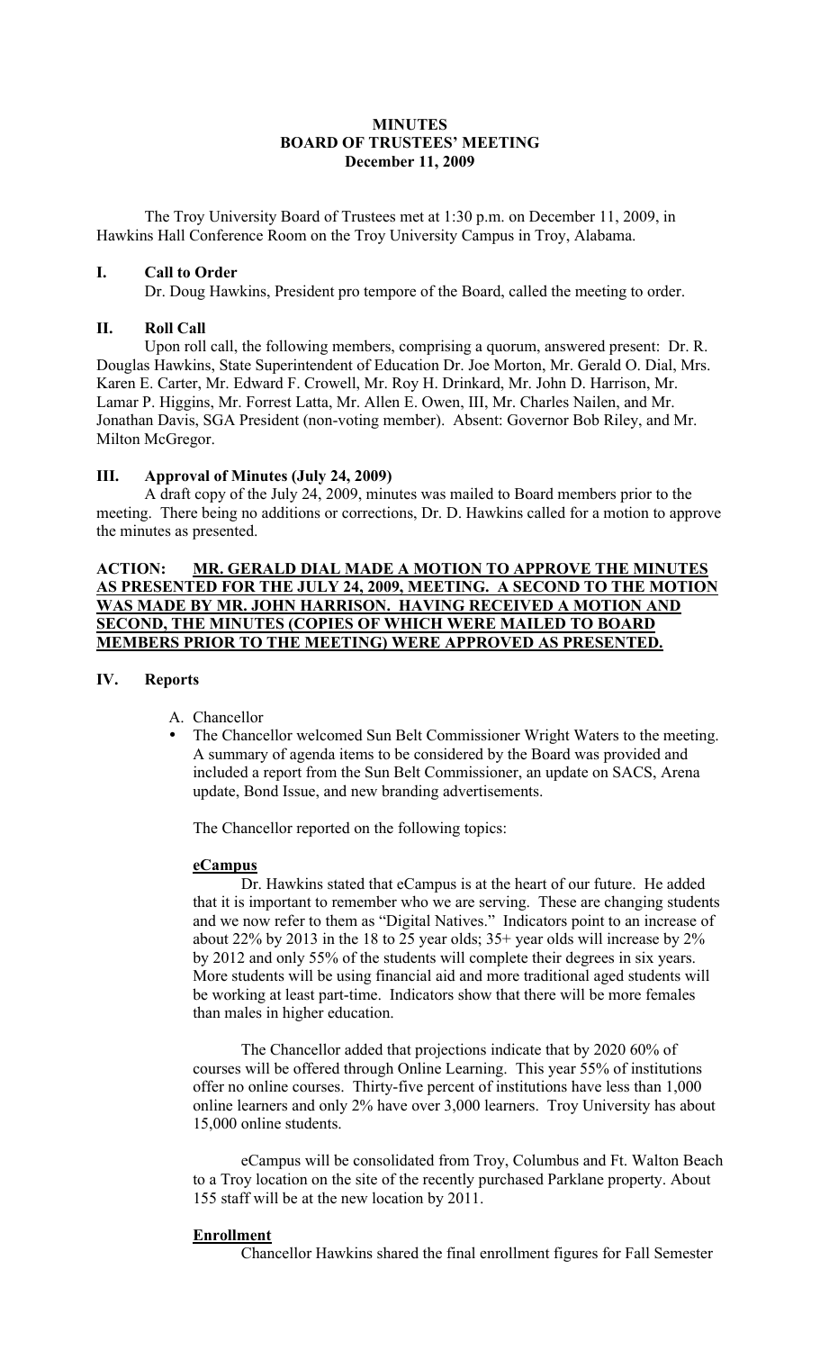# MINUTES
## BOARD OF TRUSTEES' MEETING
### December 11, 2009

The Troy University Board of Trustees met at 1:30 p.m. on December 11, 2009, in Hawkins Hall Conference Room on the Troy University Campus in Troy, Alabama.

## I. Call to Order

Dr. Doug Hawkins, President pro tempore of the Board, called the meeting to order.

## II. Roll Call

Upon roll call, the following members, comprising a quorum, answered present: Dr. R. Douglas Hawkins, State Superintendent of Education Dr. Joe Morton, Mr. Gerald O. Dial, Mrs. Karen E. Carter, Mr. Edward F. Crowell, Mr. Roy H. Drinkard, Mr. John D. Harrison, Mr. Lamar P. Higgins, Mr. Forrest Latta, Mr. Allen E. Owen, III, Mr. Charles Nailen, and Mr. Jonathan Davis, SGA President (non-voting member). Absent: Governor Bob Riley, and Mr. Milton McGregor.

## III. Approval of Minutes (July 24, 2009)

A draft copy of the July 24, 2009, minutes was mailed to Board members prior to the meeting. There being no additions or corrections, Dr. D. Hawkins called for a motion to approve the minutes as presented.

**ACTION: <u>MR. GERALD DIAL MADE A MOTION TO APPROVE THE MINUTES AS PRESENTED FOR THE JULY 24, 2009, MEETING. A SECOND TO THE MOTION WAS MADE BY MR. JOHN HARRISON. HAVING RECEIVED A MOTION AND SECOND, THE MINUTES (COPIES OF WHICH WERE MAILED TO BOARD MEMBERS PRIOR TO THE MEETING) WERE APPROVED AS PRESENTED.</u>**

## IV. Reports

A. Chancellor

- The Chancellor welcomed Sun Belt Commissioner Wright Waters to the meeting. A summary of agenda items to be considered by the Board was provided and included a report from the Sun Belt Commissioner, an update on SACS, Arena update, Bond Issue, and new branding advertisements.

The Chancellor reported on the following topics:

**<u>eCampus</u>**

Dr. Hawkins stated that eCampus is at the heart of our future. He added that it is important to remember who we are serving. These are changing students and we now refer to them as "Digital Natives." Indicators point to an increase of about 22% by 2013 in the 18 to 25 year olds; 35+ year olds will increase by 2% by 2012 and only 55% of the students will complete their degrees in six years. More students will be using financial aid and more traditional aged students will be working at least part-time. Indicators show that there will be more females than males in higher education.

The Chancellor added that projections indicate that by 2020 60% of courses will be offered through Online Learning. This year 55% of institutions offer no online courses. Thirty-five percent of institutions have less than 1,000 online learners and only 2% have over 3,000 learners. Troy University has about 15,000 online students.

eCampus will be consolidated from Troy, Columbus and Ft. Walton Beach to a Troy location on the site of the recently purchased Parklane property. About 155 staff will be at the new location by 2011.

**<u>Enrollment</u>**

Chancellor Hawkins shared the final enrollment figures for Fall Semester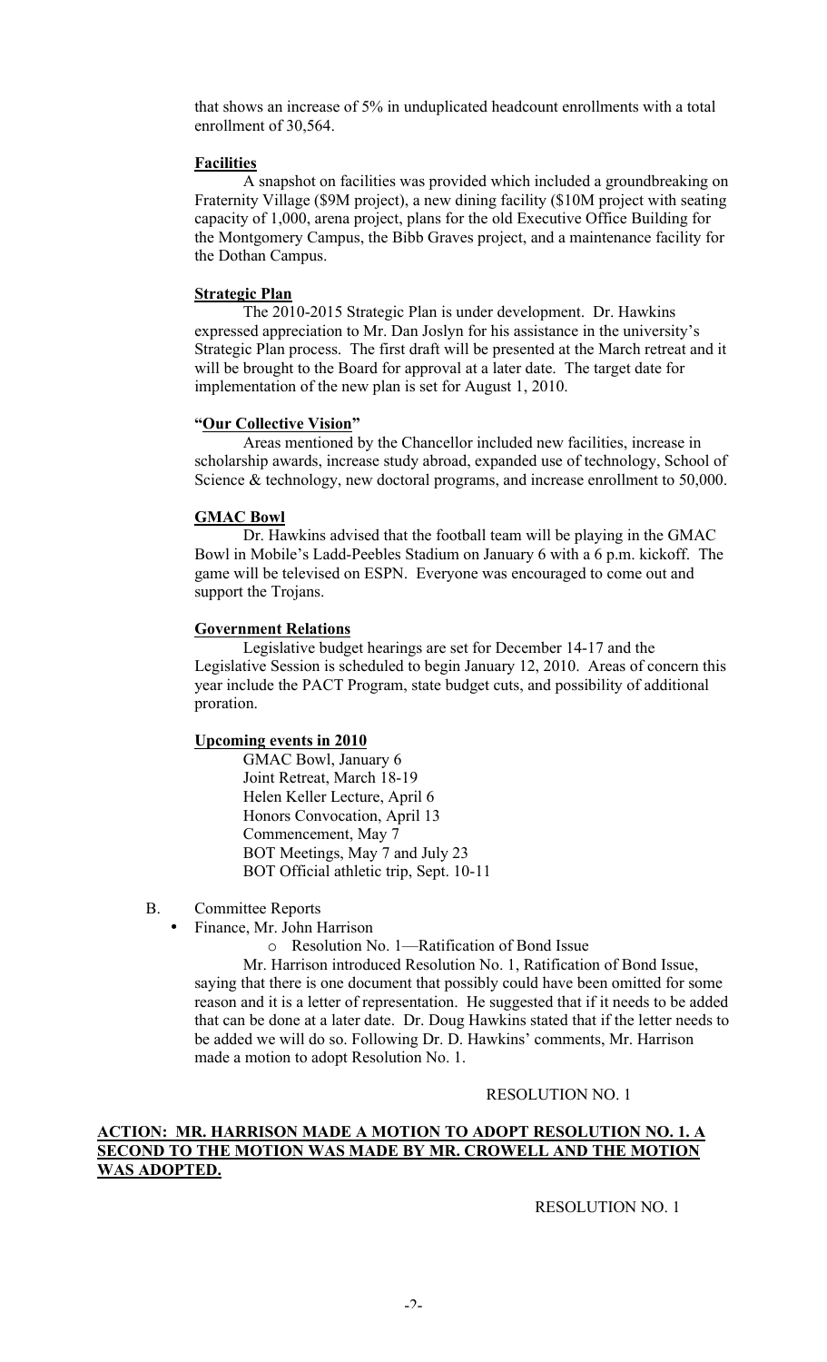that shows an increase of 5% in unduplicated headcount enrollments with a total enrollment of 30,564.

**Facilities**

A snapshot on facilities was provided which included a groundbreaking on Fraternity Village ($9M project), a new dining facility ($10M project with seating capacity of 1,000, arena project, plans for the old Executive Office Building for the Montgomery Campus, the Bibb Graves project, and a maintenance facility for the Dothan Campus.

**Strategic Plan**

The 2010-2015 Strategic Plan is under development. Dr. Hawkins expressed appreciation to Mr. Dan Joslyn for his assistance in the university's Strategic Plan process. The first draft will be presented at the March retreat and it will be brought to the Board for approval at a later date. The target date for implementation of the new plan is set for August 1, 2010.

**"Our Collective Vision"**

Areas mentioned by the Chancellor included new facilities, increase in scholarship awards, increase study abroad, expanded use of technology, School of Science & technology, new doctoral programs, and increase enrollment to 50,000.

**GMAC Bowl**

Dr. Hawkins advised that the football team will be playing in the GMAC Bowl in Mobile's Ladd-Peebles Stadium on January 6 with a 6 p.m. kickoff. The game will be televised on ESPN. Everyone was encouraged to come out and support the Trojans.

**Government Relations**

Legislative budget hearings are set for December 14-17 and the Legislative Session is scheduled to begin January 12, 2010. Areas of concern this year include the PACT Program, state budget cuts, and possibility of additional proration.

**Upcoming events in 2010**

GMAC Bowl, January 6
Joint Retreat, March 18-19
Helen Keller Lecture, April 6
Honors Convocation, April 13
Commencement, May 7
BOT Meetings, May 7 and July 23
BOT Official athletic trip, Sept. 10-11

B. Committee Reports

- Finance, Mr. John Harrison
  - Resolution No. 1—Ratification of Bond Issue

Mr. Harrison introduced Resolution No. 1, Ratification of Bond Issue, saying that there is one document that possibly could have been omitted for some reason and it is a letter of representation. He suggested that if it needs to be added that can be done at a later date. Dr. Doug Hawkins stated that if the letter needs to be added we will do so. Following Dr. D. Hawkins' comments, Mr. Harrison made a motion to adopt Resolution No. 1.

RESOLUTION NO. 1

**ACTION: MR. HARRISON MADE A MOTION TO ADOPT RESOLUTION NO. 1. A SECOND TO THE MOTION WAS MADE BY MR. CROWELL AND THE MOTION WAS ADOPTED.**

RESOLUTION NO. 1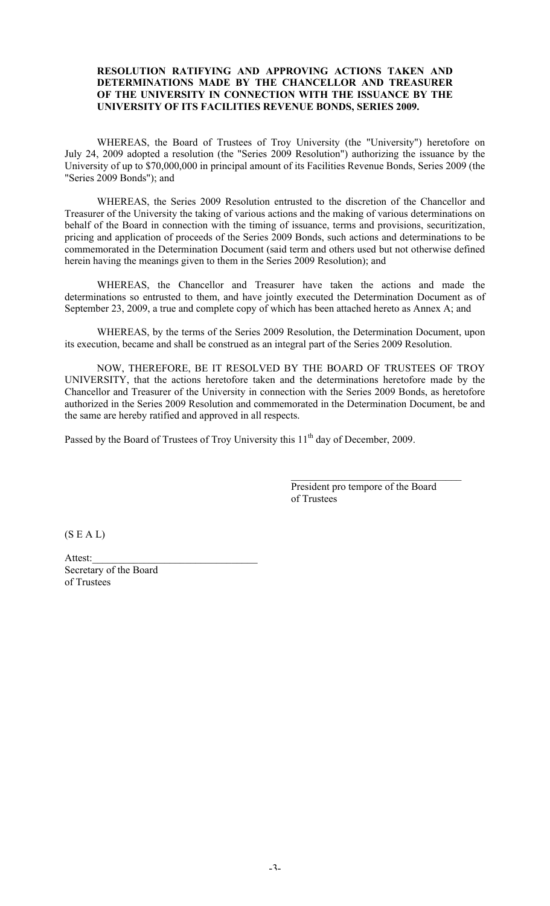**RESOLUTION RATIFYING AND APPROVING ACTIONS TAKEN AND DETERMINATIONS MADE BY THE CHANCELLOR AND TREASURER OF THE UNIVERSITY IN CONNECTION WITH THE ISSUANCE BY THE UNIVERSITY OF ITS FACILITIES REVENUE BONDS, SERIES 2009.**

WHEREAS, the Board of Trustees of Troy University (the "University") heretofore on July 24, 2009 adopted a resolution (the "Series 2009 Resolution") authorizing the issuance by the University of up to $70,000,000 in principal amount of its Facilities Revenue Bonds, Series 2009 (the "Series 2009 Bonds"); and

WHEREAS, the Series 2009 Resolution entrusted to the discretion of the Chancellor and Treasurer of the University the taking of various actions and the making of various determinations on behalf of the Board in connection with the timing of issuance, terms and provisions, securitization, pricing and application of proceeds of the Series 2009 Bonds, such actions and determinations to be commemorated in the Determination Document (said term and others used but not otherwise defined herein having the meanings given to them in the Series 2009 Resolution); and

WHEREAS, the Chancellor and Treasurer have taken the actions and made the determinations so entrusted to them, and have jointly executed the Determination Document as of September 23, 2009, a true and complete copy of which has been attached hereto as Annex A; and

WHEREAS, by the terms of the Series 2009 Resolution, the Determination Document, upon its execution, became and shall be construed as an integral part of the Series 2009 Resolution.

NOW, THEREFORE, BE IT RESOLVED BY THE BOARD OF TRUSTEES OF TROY UNIVERSITY, that the actions heretofore taken and the determinations heretofore made by the Chancellor and Treasurer of the University in connection with the Series 2009 Bonds, as heretofore authorized in the Series 2009 Resolution and commemorated in the Determination Document, be and the same are hereby ratified and approved in all respects.

Passed by the Board of Trustees of Troy University this 11th day of December, 2009.

\_\_\_\_\_\_\_\_\_\_\_\_\_\_\_\_\_\_\_\_\_\_\_\_\_\_\_\_\_\_\_\_
President pro tempore of the Board of Trustees

(S E A L)

Attest:\_\_\_\_\_\_\_\_\_\_\_\_\_\_\_\_\_\_\_\_\_\_\_\_\_\_\_\_\_\_\_\_
Secretary of the Board of Trustees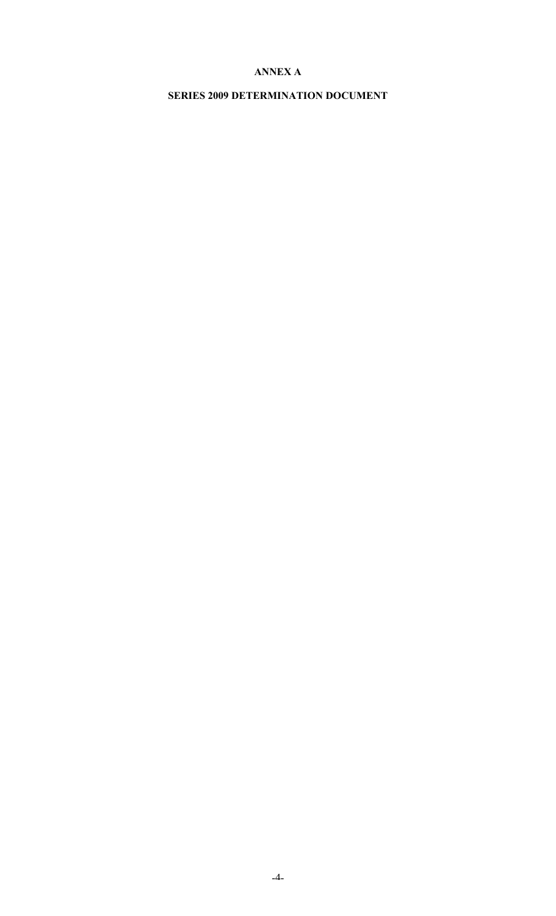**ANNEX A**

**SERIES 2009 DETERMINATION DOCUMENT**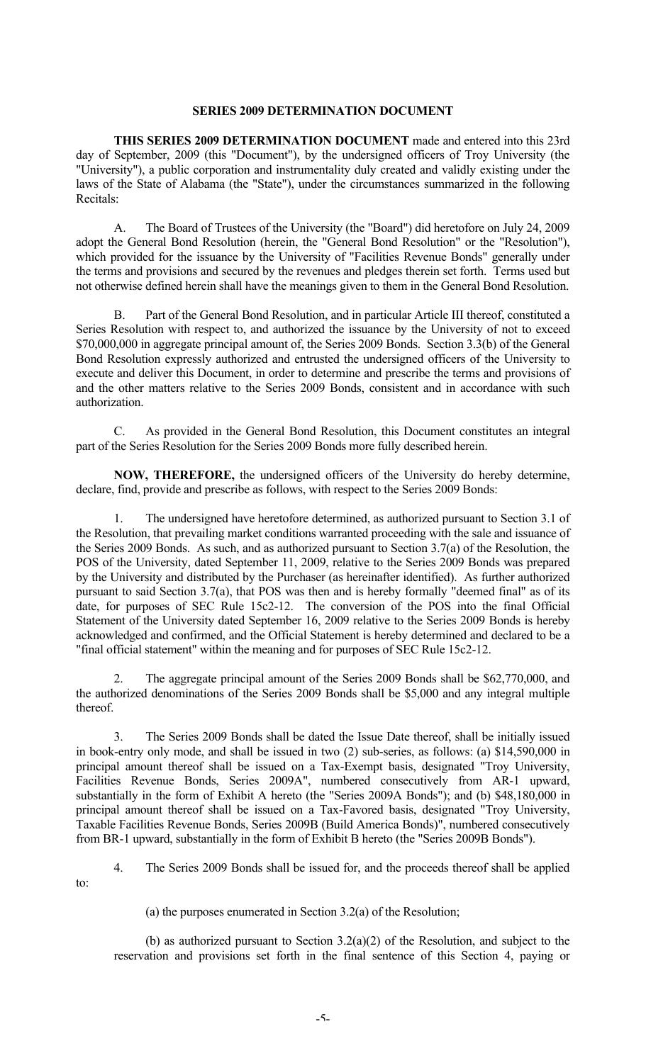**SERIES 2009 DETERMINATION DOCUMENT**

**THIS SERIES 2009 DETERMINATION DOCUMENT** made and entered into this 23rd day of September, 2009 (this "Document"), by the undersigned officers of Troy University (the "University"), a public corporation and instrumentality duly created and validly existing under the laws of the State of Alabama (the "State"), under the circumstances summarized in the following Recitals:

A. The Board of Trustees of the University (the "Board") did heretofore on July 24, 2009 adopt the General Bond Resolution (herein, the "General Bond Resolution" or the "Resolution"), which provided for the issuance by the University of "Facilities Revenue Bonds" generally under the terms and provisions and secured by the revenues and pledges therein set forth. Terms used but not otherwise defined herein shall have the meanings given to them in the General Bond Resolution.

B. Part of the General Bond Resolution, and in particular Article III thereof, constituted a Series Resolution with respect to, and authorized the issuance by the University of not to exceed $70,000,000 in aggregate principal amount of, the Series 2009 Bonds. Section 3.3(b) of the General Bond Resolution expressly authorized and entrusted the undersigned officers of the University to execute and deliver this Document, in order to determine and prescribe the terms and provisions of and the other matters relative to the Series 2009 Bonds, consistent and in accordance with such authorization.

C. As provided in the General Bond Resolution, this Document constitutes an integral part of the Series Resolution for the Series 2009 Bonds more fully described herein.

**NOW, THEREFORE,** the undersigned officers of the University do hereby determine, declare, find, provide and prescribe as follows, with respect to the Series 2009 Bonds:

1. The undersigned have heretofore determined, as authorized pursuant to Section 3.1 of the Resolution, that prevailing market conditions warranted proceeding with the sale and issuance of the Series 2009 Bonds. As such, and as authorized pursuant to Section 3.7(a) of the Resolution, the POS of the University, dated September 11, 2009, relative to the Series 2009 Bonds was prepared by the University and distributed by the Purchaser (as hereinafter identified). As further authorized pursuant to said Section 3.7(a), that POS was then and is hereby formally "deemed final" as of its date, for purposes of SEC Rule 15c2-12. The conversion of the POS into the final Official Statement of the University dated September 16, 2009 relative to the Series 2009 Bonds is hereby acknowledged and confirmed, and the Official Statement is hereby determined and declared to be a "final official statement" within the meaning and for purposes of SEC Rule 15c2-12.

2. The aggregate principal amount of the Series 2009 Bonds shall be $62,770,000, and the authorized denominations of the Series 2009 Bonds shall be $5,000 and any integral multiple thereof.

3. The Series 2009 Bonds shall be dated the Issue Date thereof, shall be initially issued in book-entry only mode, and shall be issued in two (2) sub-series, as follows: (a) $14,590,000 in principal amount thereof shall be issued on a Tax-Exempt basis, designated "Troy University, Facilities Revenue Bonds, Series 2009A", numbered consecutively from AR-1 upward, substantially in the form of Exhibit A hereto (the "Series 2009A Bonds"); and (b) $48,180,000 in principal amount thereof shall be issued on a Tax-Favored basis, designated "Troy University, Taxable Facilities Revenue Bonds, Series 2009B (Build America Bonds)", numbered consecutively from BR-1 upward, substantially in the form of Exhibit B hereto (the "Series 2009B Bonds").

4. The Series 2009 Bonds shall be issued for, and the proceeds thereof shall be applied to:

(a) the purposes enumerated in Section 3.2(a) of the Resolution;

(b) as authorized pursuant to Section 3.2(a)(2) of the Resolution, and subject to the reservation and provisions set forth in the final sentence of this Section 4, paying or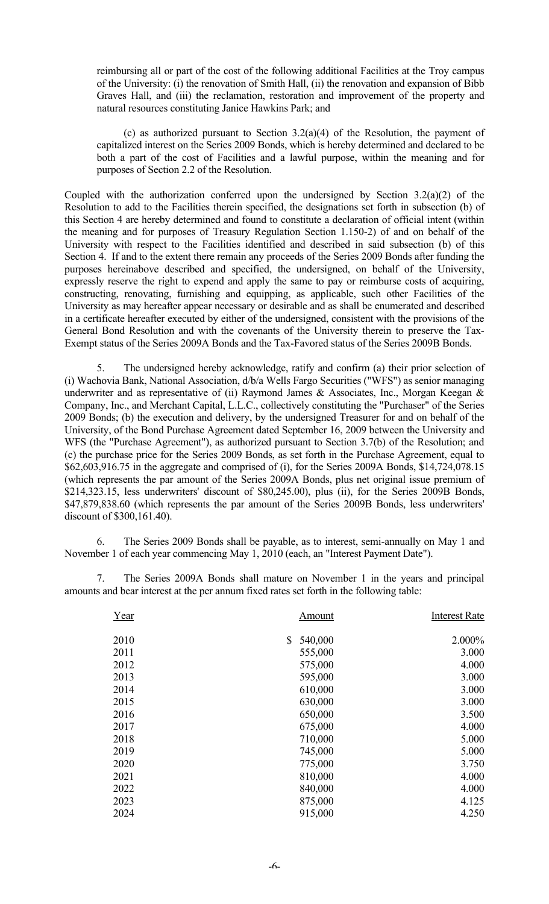reimbursing all or part of the cost of the following additional Facilities at the Troy campus of the University: (i) the renovation of Smith Hall, (ii) the renovation and expansion of Bibb Graves Hall, and (iii) the reclamation, restoration and improvement of the property and natural resources constituting Janice Hawkins Park; and

(c) as authorized pursuant to Section 3.2(a)(4) of the Resolution, the payment of capitalized interest on the Series 2009 Bonds, which is hereby determined and declared to be both a part of the cost of Facilities and a lawful purpose, within the meaning and for purposes of Section 2.2 of the Resolution.

Coupled with the authorization conferred upon the undersigned by Section 3.2(a)(2) of the Resolution to add to the Facilities therein specified, the designations set forth in subsection (b) of this Section 4 are hereby determined and found to constitute a declaration of official intent (within the meaning and for purposes of Treasury Regulation Section 1.150-2) of and on behalf of the University with respect to the Facilities identified and described in said subsection (b) of this Section 4. If and to the extent there remain any proceeds of the Series 2009 Bonds after funding the purposes hereinabove described and specified, the undersigned, on behalf of the University, expressly reserve the right to expend and apply the same to pay or reimburse costs of acquiring, constructing, renovating, furnishing and equipping, as applicable, such other Facilities of the University as may hereafter appear necessary or desirable and as shall be enumerated and described in a certificate hereafter executed by either of the undersigned, consistent with the provisions of the General Bond Resolution and with the covenants of the University therein to preserve the Tax-Exempt status of the Series 2009A Bonds and the Tax-Favored status of the Series 2009B Bonds.

5. The undersigned hereby acknowledge, ratify and confirm (a) their prior selection of (i) Wachovia Bank, National Association, d/b/a Wells Fargo Securities ("WFS") as senior managing underwriter and as representative of (ii) Raymond James & Associates, Inc., Morgan Keegan & Company, Inc., and Merchant Capital, L.L.C., collectively constituting the "Purchaser" of the Series 2009 Bonds; (b) the execution and delivery, by the undersigned Treasurer for and on behalf of the University, of the Bond Purchase Agreement dated September 16, 2009 between the University and WFS (the "Purchase Agreement"), as authorized pursuant to Section 3.7(b) of the Resolution; and (c) the purchase price for the Series 2009 Bonds, as set forth in the Purchase Agreement, equal to \$62,603,916.75 in the aggregate and comprised of (i), for the Series 2009A Bonds, \$14,724,078.15 (which represents the par amount of the Series 2009A Bonds, plus net original issue premium of \$214,323.15, less underwriters' discount of \$80,245.00), plus (ii), for the Series 2009B Bonds, \$47,879,838.60 (which represents the par amount of the Series 2009B Bonds, less underwriters' discount of \$300,161.40).

6. The Series 2009 Bonds shall be payable, as to interest, semi-annually on May 1 and November 1 of each year commencing May 1, 2010 (each, an "Interest Payment Date").

7. The Series 2009A Bonds shall mature on November 1 in the years and principal amounts and bear interest at the per annum fixed rates set forth in the following table:

| Year | Amount | Interest Rate |
|---|---|---|
| 2010 | \$ 540,000 | 2.000% |
| 2011 | 555,000 | 3.000 |
| 2012 | 575,000 | 4.000 |
| 2013 | 595,000 | 3.000 |
| 2014 | 610,000 | 3.000 |
| 2015 | 630,000 | 3.000 |
| 2016 | 650,000 | 3.500 |
| 2017 | 675,000 | 4.000 |
| 2018 | 710,000 | 5.000 |
| 2019 | 745,000 | 5.000 |
| 2020 | 775,000 | 3.750 |
| 2021 | 810,000 | 4.000 |
| 2022 | 840,000 | 4.000 |
| 2023 | 875,000 | 4.125 |
| 2024 | 915,000 | 4.250 |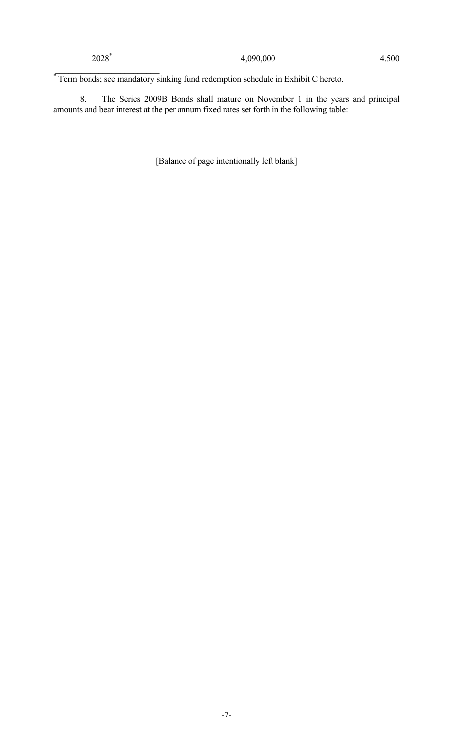| | | |
|---|---|---|
| 2028* | 4,090,000 | 4.500 |

\* Term bonds; see mandatory sinking fund redemption schedule in Exhibit C hereto.

8. The Series 2009B Bonds shall mature on November 1 in the years and principal amounts and bear interest at the per annum fixed rates set forth in the following table:

[Balance of page intentionally left blank]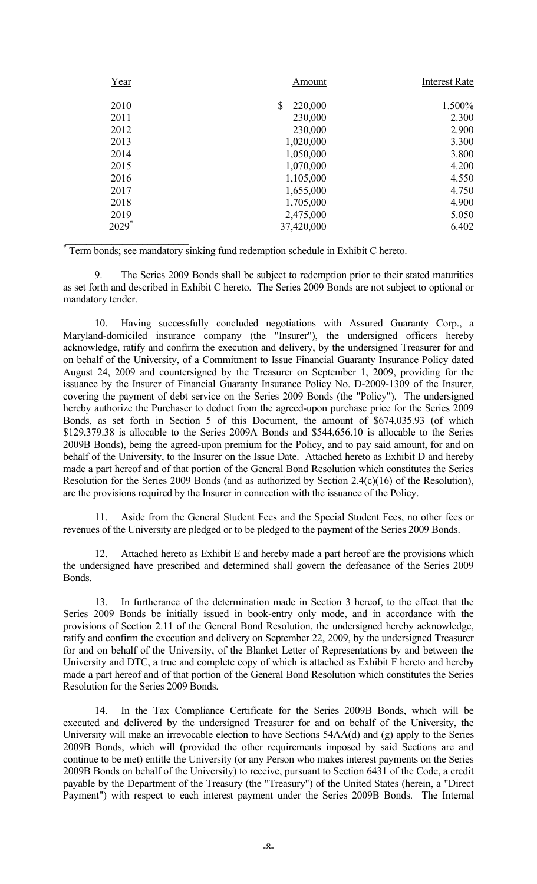| Year | Amount | Interest Rate |
|---|---|---|
| 2010 | $ 220,000 | 1.500% |
| 2011 | 230,000 | 2.300 |
| 2012 | 230,000 | 2.900 |
| 2013 | 1,020,000 | 3.300 |
| 2014 | 1,050,000 | 3.800 |
| 2015 | 1,070,000 | 4.200 |
| 2016 | 1,105,000 | 4.550 |
| 2017 | 1,655,000 | 4.750 |
| 2018 | 1,705,000 | 4.900 |
| 2019 | 2,475,000 | 5.050 |
| 2029* | 37,420,000 | 6.402 |

\* Term bonds; see mandatory sinking fund redemption schedule in Exhibit C hereto.

9. The Series 2009 Bonds shall be subject to redemption prior to their stated maturities as set forth and described in Exhibit C hereto. The Series 2009 Bonds are not subject to optional or mandatory tender.

10. Having successfully concluded negotiations with Assured Guaranty Corp., a Maryland-domiciled insurance company (the "Insurer"), the undersigned officers hereby acknowledge, ratify and confirm the execution and delivery, by the undersigned Treasurer for and on behalf of the University, of a Commitment to Issue Financial Guaranty Insurance Policy dated August 24, 2009 and countersigned by the Treasurer on September 1, 2009, providing for the issuance by the Insurer of Financial Guaranty Insurance Policy No. D-2009-1309 of the Insurer, covering the payment of debt service on the Series 2009 Bonds (the "Policy"). The undersigned hereby authorize the Purchaser to deduct from the agreed-upon purchase price for the Series 2009 Bonds, as set forth in Section 5 of this Document, the amount of $674,035.93 (of which $129,379.38 is allocable to the Series 2009A Bonds and $544,656.10 is allocable to the Series 2009B Bonds), being the agreed-upon premium for the Policy, and to pay said amount, for and on behalf of the University, to the Insurer on the Issue Date. Attached hereto as Exhibit D and hereby made a part hereof and of that portion of the General Bond Resolution which constitutes the Series Resolution for the Series 2009 Bonds (and as authorized by Section 2.4(c)(16) of the Resolution), are the provisions required by the Insurer in connection with the issuance of the Policy.

11. Aside from the General Student Fees and the Special Student Fees, no other fees or revenues of the University are pledged or to be pledged to the payment of the Series 2009 Bonds.

12. Attached hereto as Exhibit E and hereby made a part hereof are the provisions which the undersigned have prescribed and determined shall govern the defeasance of the Series 2009 Bonds.

13. In furtherance of the determination made in Section 3 hereof, to the effect that the Series 2009 Bonds be initially issued in book-entry only mode, and in accordance with the provisions of Section 2.11 of the General Bond Resolution, the undersigned hereby acknowledge, ratify and confirm the execution and delivery on September 22, 2009, by the undersigned Treasurer for and on behalf of the University, of the Blanket Letter of Representations by and between the University and DTC, a true and complete copy of which is attached as Exhibit F hereto and hereby made a part hereof and of that portion of the General Bond Resolution which constitutes the Series Resolution for the Series 2009 Bonds.

14. In the Tax Compliance Certificate for the Series 2009B Bonds, which will be executed and delivered by the undersigned Treasurer for and on behalf of the University, the University will make an irrevocable election to have Sections 54AA(d) and (g) apply to the Series 2009B Bonds, which will (provided the other requirements imposed by said Sections are and continue to be met) entitle the University (or any Person who makes interest payments on the Series 2009B Bonds on behalf of the University) to receive, pursuant to Section 6431 of the Code, a credit payable by the Department of the Treasury (the "Treasury") of the United States (herein, a "Direct Payment") with respect to each interest payment under the Series 2009B Bonds. The Internal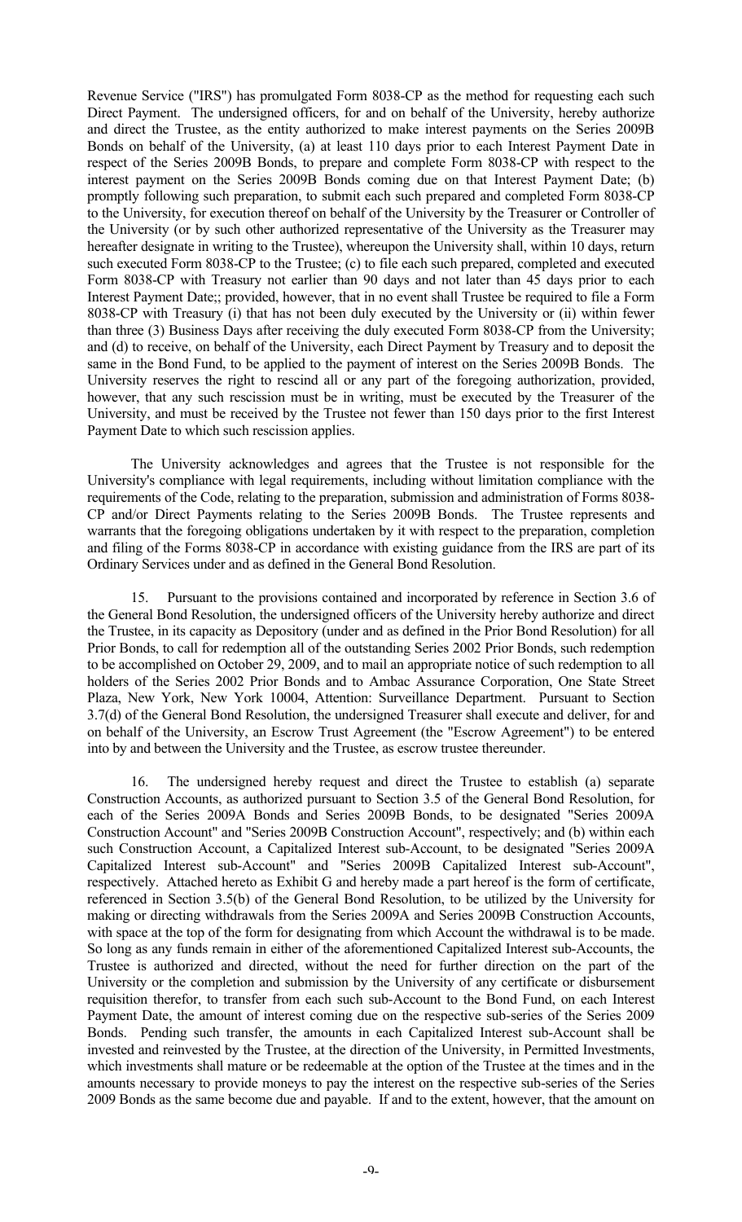Revenue Service ("IRS") has promulgated Form 8038-CP as the method for requesting each such Direct Payment. The undersigned officers, for and on behalf of the University, hereby authorize and direct the Trustee, as the entity authorized to make interest payments on the Series 2009B Bonds on behalf of the University, (a) at least 110 days prior to each Interest Payment Date in respect of the Series 2009B Bonds, to prepare and complete Form 8038-CP with respect to the interest payment on the Series 2009B Bonds coming due on that Interest Payment Date; (b) promptly following such preparation, to submit each such prepared and completed Form 8038-CP to the University, for execution thereof on behalf of the University by the Treasurer or Controller of the University (or by such other authorized representative of the University as the Treasurer may hereafter designate in writing to the Trustee), whereupon the University shall, within 10 days, return such executed Form 8038-CP to the Trustee; (c) to file each such prepared, completed and executed Form 8038-CP with Treasury not earlier than 90 days and not later than 45 days prior to each Interest Payment Date;; provided, however, that in no event shall Trustee be required to file a Form 8038-CP with Treasury (i) that has not been duly executed by the University or (ii) within fewer than three (3) Business Days after receiving the duly executed Form 8038-CP from the University; and (d) to receive, on behalf of the University, each Direct Payment by Treasury and to deposit the same in the Bond Fund, to be applied to the payment of interest on the Series 2009B Bonds. The University reserves the right to rescind all or any part of the foregoing authorization, provided, however, that any such rescission must be in writing, must be executed by the Treasurer of the University, and must be received by the Trustee not fewer than 150 days prior to the first Interest Payment Date to which such rescission applies.

The University acknowledges and agrees that the Trustee is not responsible for the University's compliance with legal requirements, including without limitation compliance with the requirements of the Code, relating to the preparation, submission and administration of Forms 8038-CP and/or Direct Payments relating to the Series 2009B Bonds. The Trustee represents and warrants that the foregoing obligations undertaken by it with respect to the preparation, completion and filing of the Forms 8038-CP in accordance with existing guidance from the IRS are part of its Ordinary Services under and as defined in the General Bond Resolution.

15. Pursuant to the provisions contained and incorporated by reference in Section 3.6 of the General Bond Resolution, the undersigned officers of the University hereby authorize and direct the Trustee, in its capacity as Depository (under and as defined in the Prior Bond Resolution) for all Prior Bonds, to call for redemption all of the outstanding Series 2002 Prior Bonds, such redemption to be accomplished on October 29, 2009, and to mail an appropriate notice of such redemption to all holders of the Series 2002 Prior Bonds and to Ambac Assurance Corporation, One State Street Plaza, New York, New York 10004, Attention: Surveillance Department. Pursuant to Section 3.7(d) of the General Bond Resolution, the undersigned Treasurer shall execute and deliver, for and on behalf of the University, an Escrow Trust Agreement (the "Escrow Agreement") to be entered into by and between the University and the Trustee, as escrow trustee thereunder.

16. The undersigned hereby request and direct the Trustee to establish (a) separate Construction Accounts, as authorized pursuant to Section 3.5 of the General Bond Resolution, for each of the Series 2009A Bonds and Series 2009B Bonds, to be designated "Series 2009A Construction Account" and "Series 2009B Construction Account", respectively; and (b) within each such Construction Account, a Capitalized Interest sub-Account, to be designated "Series 2009A Capitalized Interest sub-Account" and "Series 2009B Capitalized Interest sub-Account", respectively. Attached hereto as Exhibit G and hereby made a part hereof is the form of certificate, referenced in Section 3.5(b) of the General Bond Resolution, to be utilized by the University for making or directing withdrawals from the Series 2009A and Series 2009B Construction Accounts, with space at the top of the form for designating from which Account the withdrawal is to be made. So long as any funds remain in either of the aforementioned Capitalized Interest sub-Accounts, the Trustee is authorized and directed, without the need for further direction on the part of the University or the completion and submission by the University of any certificate or disbursement requisition therefor, to transfer from each such sub-Account to the Bond Fund, on each Interest Payment Date, the amount of interest coming due on the respective sub-series of the Series 2009 Bonds. Pending such transfer, the amounts in each Capitalized Interest sub-Account shall be invested and reinvested by the Trustee, at the direction of the University, in Permitted Investments, which investments shall mature or be redeemable at the option of the Trustee at the times and in the amounts necessary to provide moneys to pay the interest on the respective sub-series of the Series 2009 Bonds as the same become due and payable. If and to the extent, however, that the amount on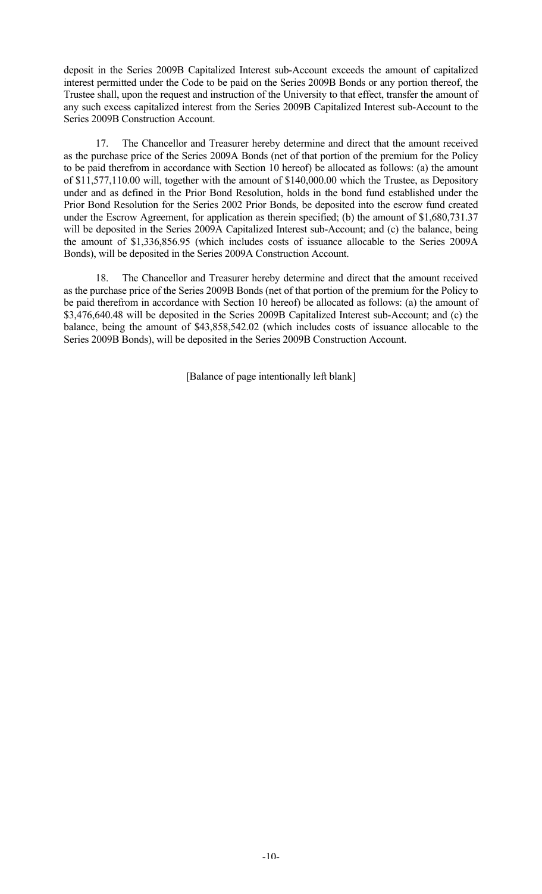deposit in the Series 2009B Capitalized Interest sub-Account exceeds the amount of capitalized interest permitted under the Code to be paid on the Series 2009B Bonds or any portion thereof, the Trustee shall, upon the request and instruction of the University to that effect, transfer the amount of any such excess capitalized interest from the Series 2009B Capitalized Interest sub-Account to the Series 2009B Construction Account.

17. The Chancellor and Treasurer hereby determine and direct that the amount received as the purchase price of the Series 2009A Bonds (net of that portion of the premium for the Policy to be paid therefrom in accordance with Section 10 hereof) be allocated as follows: (a) the amount of $11,577,110.00 will, together with the amount of $140,000.00 which the Trustee, as Depository under and as defined in the Prior Bond Resolution, holds in the bond fund established under the Prior Bond Resolution for the Series 2002 Prior Bonds, be deposited into the escrow fund created under the Escrow Agreement, for application as therein specified; (b) the amount of $1,680,731.37 will be deposited in the Series 2009A Capitalized Interest sub-Account; and (c) the balance, being the amount of $1,336,856.95 (which includes costs of issuance allocable to the Series 2009A Bonds), will be deposited in the Series 2009A Construction Account.

18. The Chancellor and Treasurer hereby determine and direct that the amount received as the purchase price of the Series 2009B Bonds (net of that portion of the premium for the Policy to be paid therefrom in accordance with Section 10 hereof) be allocated as follows: (a) the amount of $3,476,640.48 will be deposited in the Series 2009B Capitalized Interest sub-Account; and (c) the balance, being the amount of $43,858,542.02 (which includes costs of issuance allocable to the Series 2009B Bonds), will be deposited in the Series 2009B Construction Account.

[Balance of page intentionally left blank]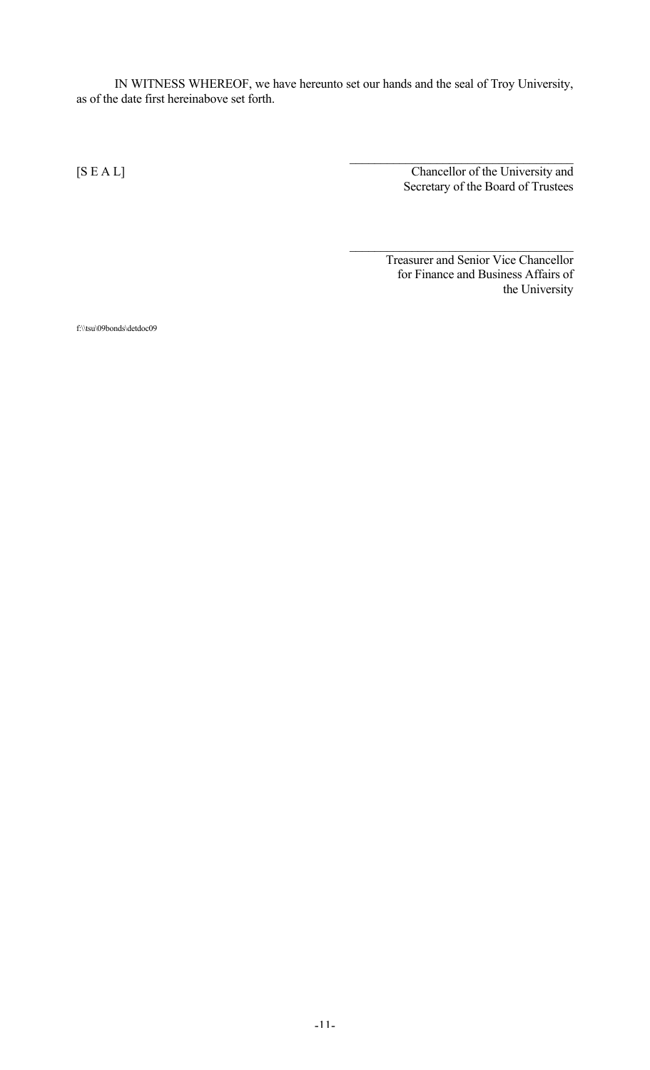IN WITNESS WHEREOF, we have hereunto set our hands and the seal of Troy University, as of the date first hereinabove set forth.

[S E A L]

\_\_\_\_\_\_\_\_\_\_\_\_\_\_\_\_\_\_\_\_\_\_\_\_\_\_\_\_\_\_\_\_\_\_\_\_
Chancellor of the University and
Secretary of the Board of Trustees

\_\_\_\_\_\_\_\_\_\_\_\_\_\_\_\_\_\_\_\_\_\_\_\_\_\_\_\_\_\_\_\_\_\_\_\_
Treasurer and Senior Vice Chancellor
for Finance and Business Affairs of
the University

f:\\tsu\09bonds\detdoc09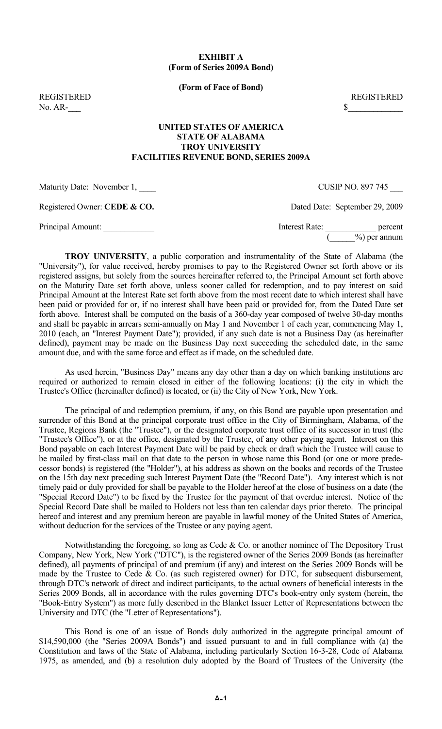**EXHIBIT A**
**(Form of Series 2009A Bond)**

**(Form of Face of Bond)**

REGISTERED REGISTERED
No. AR-___ $____________

**UNITED STATES OF AMERICA**
**STATE OF ALABAMA**
**TROY UNIVERSITY**
**FACILITIES REVENUE BOND, SERIES 2009A**

Maturity Date: November 1, ____ CUSIP NO. 897 745 ___

Registered Owner: **CEDE & CO.** Dated Date: September 29, 2009

Principal Amount: ____________ Interest Rate: ____________ percent (______%) per annum

**TROY UNIVERSITY**, a public corporation and instrumentality of the State of Alabama (the "University"), for value received, hereby promises to pay to the Registered Owner set forth above or its registered assigns, but solely from the sources hereinafter referred to, the Principal Amount set forth above on the Maturity Date set forth above, unless sooner called for redemption, and to pay interest on said Principal Amount at the Interest Rate set forth above from the most recent date to which interest shall have been paid or provided for or, if no interest shall have been paid or provided for, from the Dated Date set forth above. Interest shall be computed on the basis of a 360-day year composed of twelve 30-day months and shall be payable in arrears semi-annually on May 1 and November 1 of each year, commencing May 1, 2010 (each, an "Interest Payment Date"); provided, if any such date is not a Business Day (as hereinafter defined), payment may be made on the Business Day next succeeding the scheduled date, in the same amount due, and with the same force and effect as if made, on the scheduled date.

As used herein, "Business Day" means any day other than a day on which banking institutions are required or authorized to remain closed in either of the following locations: (i) the city in which the Trustee's Office (hereinafter defined) is located, or (ii) the City of New York, New York.

The principal of and redemption premium, if any, on this Bond are payable upon presentation and surrender of this Bond at the principal corporate trust office in the City of Birmingham, Alabama, of the Trustee, Regions Bank (the "Trustee"), or the designated corporate trust office of its successor in trust (the "Trustee's Office"), or at the office, designated by the Trustee, of any other paying agent. Interest on this Bond payable on each Interest Payment Date will be paid by check or draft which the Trustee will cause to be mailed by first-class mail on that date to the person in whose name this Bond (or one or more predecessor bonds) is registered (the "Holder"), at his address as shown on the books and records of the Trustee on the 15th day next preceding such Interest Payment Date (the "Record Date"). Any interest which is not timely paid or duly provided for shall be payable to the Holder hereof at the close of business on a date (the "Special Record Date") to be fixed by the Trustee for the payment of that overdue interest. Notice of the Special Record Date shall be mailed to Holders not less than ten calendar days prior thereto. The principal hereof and interest and any premium hereon are payable in lawful money of the United States of America, without deduction for the services of the Trustee or any paying agent.

Notwithstanding the foregoing, so long as Cede & Co. or another nominee of The Depository Trust Company, New York, New York ("DTC"), is the registered owner of the Series 2009 Bonds (as hereinafter defined), all payments of principal of and premium (if any) and interest on the Series 2009 Bonds will be made by the Trustee to Cede & Co. (as such registered owner) for DTC, for subsequent disbursement, through DTC's network of direct and indirect participants, to the actual owners of beneficial interests in the Series 2009 Bonds, all in accordance with the rules governing DTC's book-entry only system (herein, the "Book-Entry System") as more fully described in the Blanket Issuer Letter of Representations between the University and DTC (the "Letter of Representations").

This Bond is one of an issue of Bonds duly authorized in the aggregate principal amount of $14,590,000 (the "Series 2009A Bonds") and issued pursuant to and in full compliance with (a) the Constitution and laws of the State of Alabama, including particularly Section 16-3-28, Code of Alabama 1975, as amended, and (b) a resolution duly adopted by the Board of Trustees of the University (the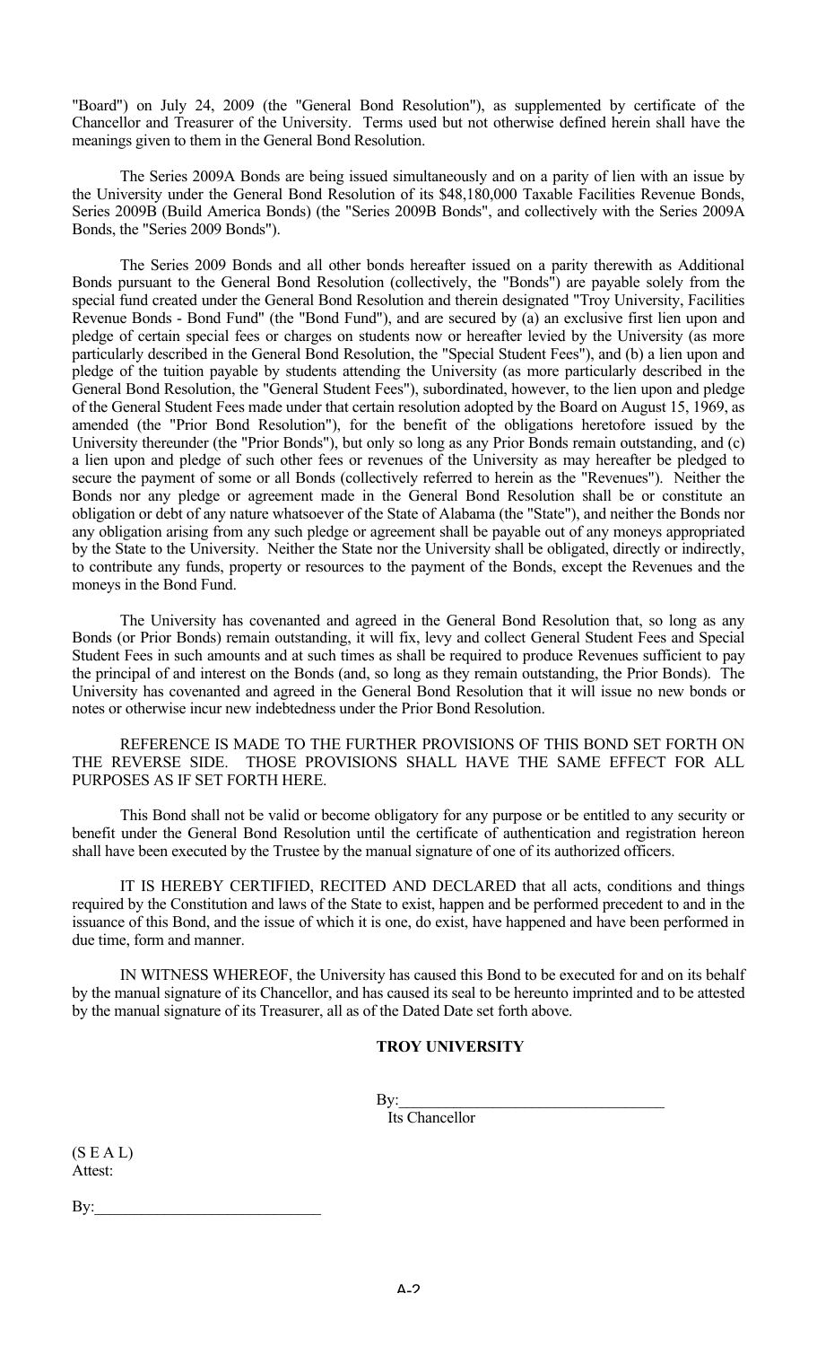"Board") on July 24, 2009 (the "General Bond Resolution"), as supplemented by certificate of the Chancellor and Treasurer of the University. Terms used but not otherwise defined herein shall have the meanings given to them in the General Bond Resolution.

The Series 2009A Bonds are being issued simultaneously and on a parity of lien with an issue by the University under the General Bond Resolution of its $48,180,000 Taxable Facilities Revenue Bonds, Series 2009B (Build America Bonds) (the "Series 2009B Bonds", and collectively with the Series 2009A Bonds, the "Series 2009 Bonds").

The Series 2009 Bonds and all other bonds hereafter issued on a parity therewith as Additional Bonds pursuant to the General Bond Resolution (collectively, the "Bonds") are payable solely from the special fund created under the General Bond Resolution and therein designated "Troy University, Facilities Revenue Bonds - Bond Fund" (the "Bond Fund"), and are secured by (a) an exclusive first lien upon and pledge of certain special fees or charges on students now or hereafter levied by the University (as more particularly described in the General Bond Resolution, the "Special Student Fees"), and (b) a lien upon and pledge of the tuition payable by students attending the University (as more particularly described in the General Bond Resolution, the "General Student Fees"), subordinated, however, to the lien upon and pledge of the General Student Fees made under that certain resolution adopted by the Board on August 15, 1969, as amended (the "Prior Bond Resolution"), for the benefit of the obligations heretofore issued by the University thereunder (the "Prior Bonds"), but only so long as any Prior Bonds remain outstanding, and (c) a lien upon and pledge of such other fees or revenues of the University as may hereafter be pledged to secure the payment of some or all Bonds (collectively referred to herein as the "Revenues"). Neither the Bonds nor any pledge or agreement made in the General Bond Resolution shall be or constitute an obligation or debt of any nature whatsoever of the State of Alabama (the "State"), and neither the Bonds nor any obligation arising from any such pledge or agreement shall be payable out of any moneys appropriated by the State to the University. Neither the State nor the University shall be obligated, directly or indirectly, to contribute any funds, property or resources to the payment of the Bonds, except the Revenues and the moneys in the Bond Fund.

The University has covenanted and agreed in the General Bond Resolution that, so long as any Bonds (or Prior Bonds) remain outstanding, it will fix, levy and collect General Student Fees and Special Student Fees in such amounts and at such times as shall be required to produce Revenues sufficient to pay the principal of and interest on the Bonds (and, so long as they remain outstanding, the Prior Bonds). The University has covenanted and agreed in the General Bond Resolution that it will issue no new bonds or notes or otherwise incur new indebtedness under the Prior Bond Resolution.

REFERENCE IS MADE TO THE FURTHER PROVISIONS OF THIS BOND SET FORTH ON THE REVERSE SIDE. THOSE PROVISIONS SHALL HAVE THE SAME EFFECT FOR ALL PURPOSES AS IF SET FORTH HERE.

This Bond shall not be valid or become obligatory for any purpose or be entitled to any security or benefit under the General Bond Resolution until the certificate of authentication and registration hereon shall have been executed by the Trustee by the manual signature of one of its authorized officers.

IT IS HEREBY CERTIFIED, RECITED AND DECLARED that all acts, conditions and things required by the Constitution and laws of the State to exist, happen and be performed precedent to and in the issuance of this Bond, and the issue of which it is one, do exist, have happened and have been performed in due time, form and manner.

IN WITNESS WHEREOF, the University has caused this Bond to be executed for and on its behalf by the manual signature of its Chancellor, and has caused its seal to be hereunto imprinted and to be attested by the manual signature of its Treasurer, all as of the Dated Date set forth above.

**TROY UNIVERSITY**

By:\_\_\_\_\_\_\_\_\_\_\_\_\_\_\_\_\_\_\_\_\_\_\_\_\_\_\_\_\_\_\_\_
Its Chancellor

(S E A L)
Attest:

By:\_\_\_\_\_\_\_\_\_\_\_\_\_\_\_\_\_\_\_\_\_\_\_\_\_\_\_\_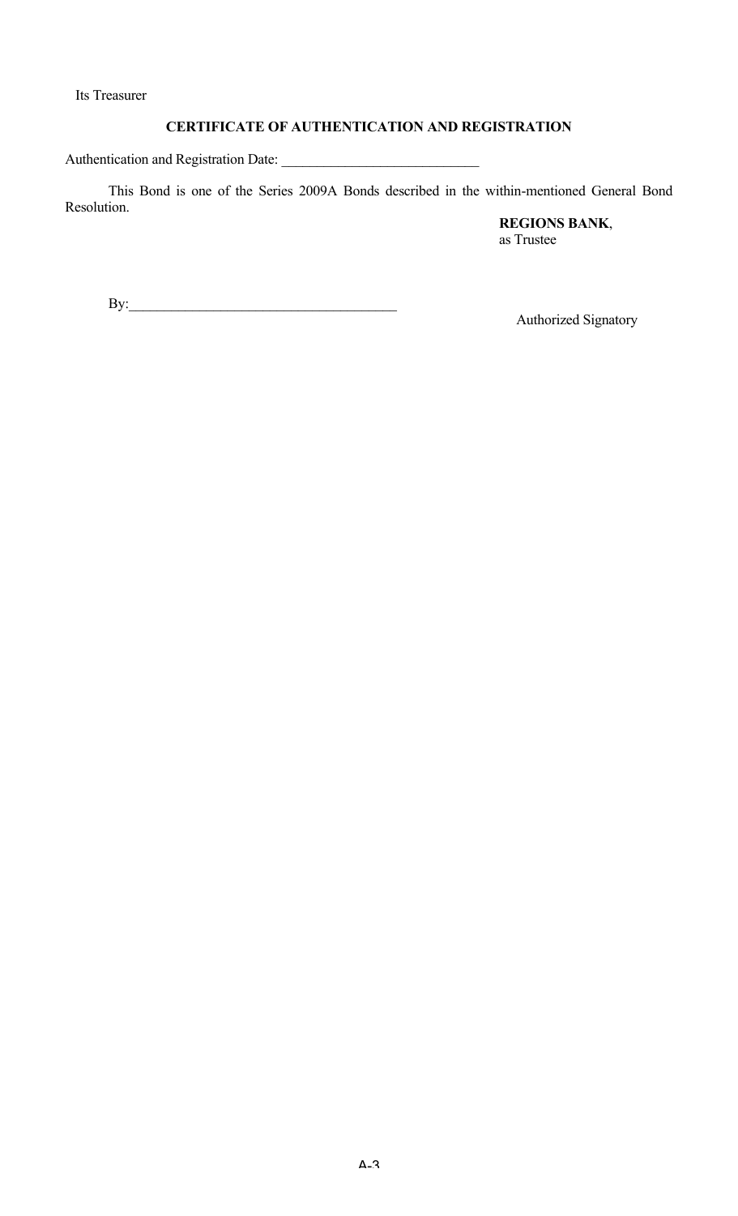Its Treasurer

**CERTIFICATE OF AUTHENTICATION AND REGISTRATION**

Authentication and Registration Date: ____________________________

This Bond is one of the Series 2009A Bonds described in the within-mentioned General Bond Resolution.

**REGIONS BANK**,
as Trustee

By:_____________________________________
Authorized Signatory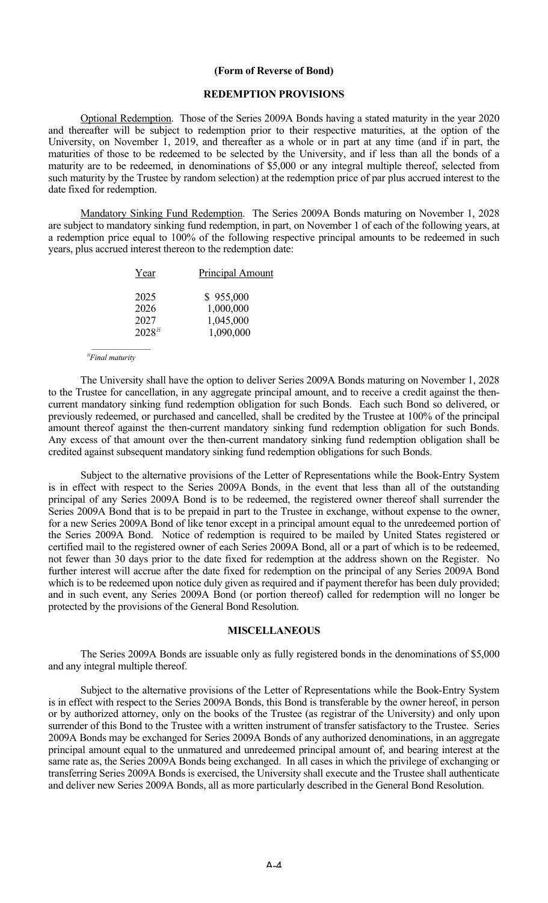**(Form of Reverse of Bond)**

**REDEMPTION PROVISIONS**

Optional Redemption. Those of the Series 2009A Bonds having a stated maturity in the year 2020 and thereafter will be subject to redemption prior to their respective maturities, at the option of the University, on November 1, 2019, and thereafter as a whole or in part at any time (and if in part, the maturities of those to be redeemed to be selected by the University, and if less than all the bonds of a maturity are to be redeemed, in denominations of $5,000 or any integral multiple thereof, selected from such maturity by the Trustee by random selection) at the redemption price of par plus accrued interest to the date fixed for redemption.

Mandatory Sinking Fund Redemption. The Series 2009A Bonds maturing on November 1, 2028 are subject to mandatory sinking fund redemption, in part, on November 1 of each of the following years, at a redemption price equal to 100% of the following respective principal amounts to be redeemed in such years, plus accrued interest thereon to the redemption date:

| Year | Principal Amount |
|---|---|
| 2025 | $ 955,000 |
| 2026 | 1,000,000 |
| 2027 | 1,045,000 |
| 2028[H] | 1,090,000 |

[H] *Final maturity*

The University shall have the option to deliver Series 2009A Bonds maturing on November 1, 2028 to the Trustee for cancellation, in any aggregate principal amount, and to receive a credit against the then-current mandatory sinking fund redemption obligation for such Bonds. Each such Bond so delivered, or previously redeemed, or purchased and cancelled, shall be credited by the Trustee at 100% of the principal amount thereof against the then-current mandatory sinking fund redemption obligation for such Bonds. Any excess of that amount over the then-current mandatory sinking fund redemption obligation shall be credited against subsequent mandatory sinking fund redemption obligations for such Bonds.

Subject to the alternative provisions of the Letter of Representations while the Book-Entry System is in effect with respect to the Series 2009A Bonds, in the event that less than all of the outstanding principal of any Series 2009A Bond is to be redeemed, the registered owner thereof shall surrender the Series 2009A Bond that is to be prepaid in part to the Trustee in exchange, without expense to the owner, for a new Series 2009A Bond of like tenor except in a principal amount equal to the unredeemed portion of the Series 2009A Bond. Notice of redemption is required to be mailed by United States registered or certified mail to the registered owner of each Series 2009A Bond, all or a part of which is to be redeemed, not fewer than 30 days prior to the date fixed for redemption at the address shown on the Register. No further interest will accrue after the date fixed for redemption on the principal of any Series 2009A Bond which is to be redeemed upon notice duly given as required and if payment therefor has been duly provided; and in such event, any Series 2009A Bond (or portion thereof) called for redemption will no longer be protected by the provisions of the General Bond Resolution.

**MISCELLANEOUS**

The Series 2009A Bonds are issuable only as fully registered bonds in the denominations of $5,000 and any integral multiple thereof.

Subject to the alternative provisions of the Letter of Representations while the Book-Entry System is in effect with respect to the Series 2009A Bonds, this Bond is transferable by the owner hereof, in person or by authorized attorney, only on the books of the Trustee (as registrar of the University) and only upon surrender of this Bond to the Trustee with a written instrument of transfer satisfactory to the Trustee. Series 2009A Bonds may be exchanged for Series 2009A Bonds of any authorized denominations, in an aggregate principal amount equal to the unmatured and unredeemed principal amount of, and bearing interest at the same rate as, the Series 2009A Bonds being exchanged. In all cases in which the privilege of exchanging or transferring Series 2009A Bonds is exercised, the University shall execute and the Trustee shall authenticate and deliver new Series 2009A Bonds, all as more particularly described in the General Bond Resolution.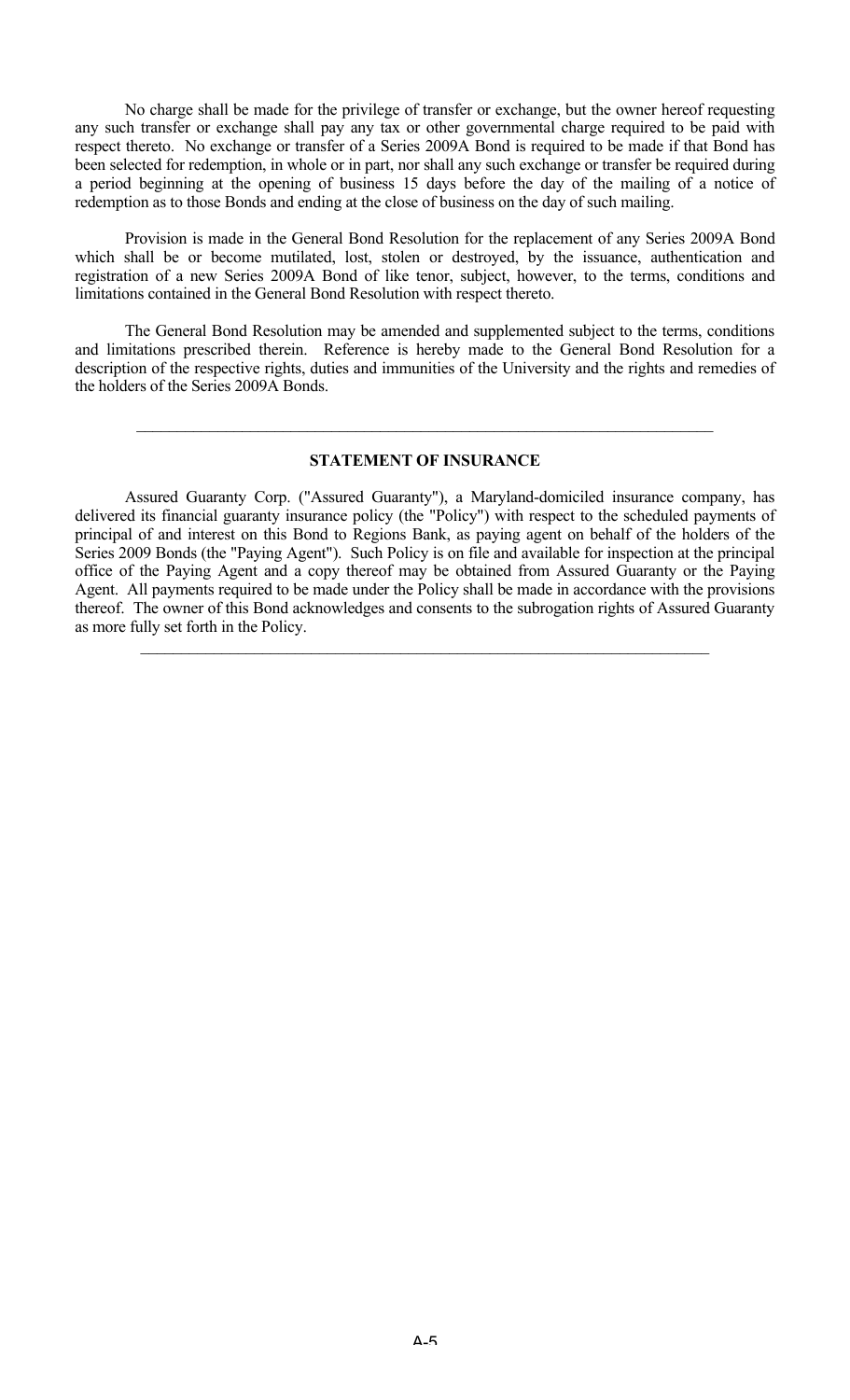No charge shall be made for the privilege of transfer or exchange, but the owner hereof requesting any such transfer or exchange shall pay any tax or other governmental charge required to be paid with respect thereto. No exchange or transfer of a Series 2009A Bond is required to be made if that Bond has been selected for redemption, in whole or in part, nor shall any such exchange or transfer be required during a period beginning at the opening of business 15 days before the day of the mailing of a notice of redemption as to those Bonds and ending at the close of business on the day of such mailing.

Provision is made in the General Bond Resolution for the replacement of any Series 2009A Bond which shall be or become mutilated, lost, stolen or destroyed, by the issuance, authentication and registration of a new Series 2009A Bond of like tenor, subject, however, to the terms, conditions and limitations contained in the General Bond Resolution with respect thereto.

The General Bond Resolution may be amended and supplemented subject to the terms, conditions and limitations prescribed therein. Reference is hereby made to the General Bond Resolution for a description of the respective rights, duties and immunities of the University and the rights and remedies of the holders of the Series 2009A Bonds.

---

**STATEMENT OF INSURANCE**

Assured Guaranty Corp. ("Assured Guaranty"), a Maryland-domiciled insurance company, has delivered its financial guaranty insurance policy (the "Policy") with respect to the scheduled payments of principal of and interest on this Bond to Regions Bank, as paying agent on behalf of the holders of the Series 2009 Bonds (the "Paying Agent"). Such Policy is on file and available for inspection at the principal office of the Paying Agent and a copy thereof may be obtained from Assured Guaranty or the Paying Agent. All payments required to be made under the Policy shall be made in accordance with the provisions thereof. The owner of this Bond acknowledges and consents to the subrogation rights of Assured Guaranty as more fully set forth in the Policy.

---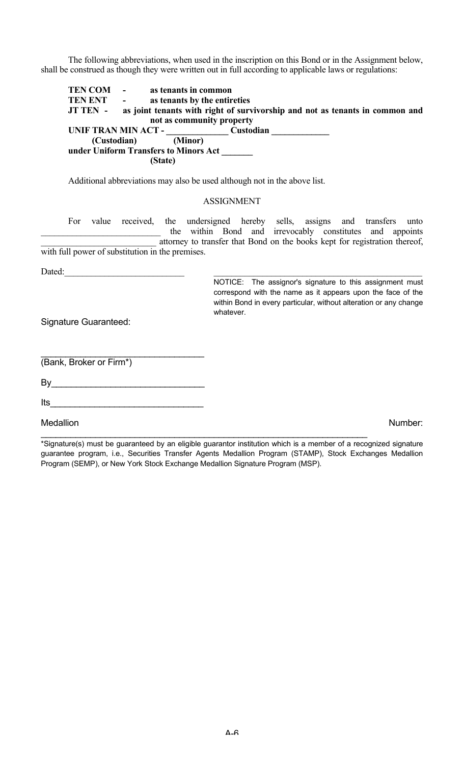The following abbreviations, when used in the inscription on this Bond or in the Assignment below, shall be construed as though they were written out in full according to applicable laws or regulations:

**TEN COM - as tenants in common**
**TEN ENT - as tenants by the entireties**
**JT TEN - as joint tenants with right of survivorship and not as tenants in common and not as community property**
**UNIF TRAN MIN ACT - ______________ Custodian _____________**
**(Custodian) (Minor)**
**under Uniform Transfers to Minors Act _______**
**(State)**

Additional abbreviations may also be used although not in the above list.

ASSIGNMENT

For value received, the undersigned hereby sells, assigns and transfers unto __________________________ the within Bond and irrevocably constitutes and appoints __________________________ attorney to transfer that Bond on the books kept for registration thereof, with full power of substitution in the premises.

Dated:__________________________

_______________________________________________

NOTICE: The assignor's signature to this assignment must correspond with the name as it appears upon the face of the within Bond in every particular, without alteration or any change whatever.

Signature Guaranteed:

________________________________
(Bank, Broker or Firm*)

By______________________________

Its______________________________

Medallion Number:

*Signature(s) must be guaranteed by an eligible guarantor institution which is a member of a recognized signature guarantee program, i.e., Securities Transfer Agents Medallion Program (STAMP), Stock Exchanges Medallion Program (SEMP), or New York Stock Exchange Medallion Signature Program (MSP).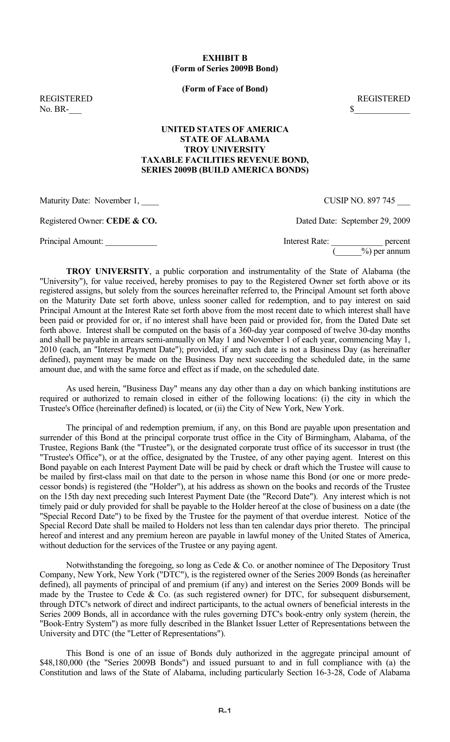**EXHIBIT B**
**(Form of Series 2009B Bond)**

**(Form of Face of Bond)**

REGISTERED REGISTERED
No. BR-___ $____________

**UNITED STATES OF AMERICA**
**STATE OF ALABAMA**
**TROY UNIVERSITY**
**TAXABLE FACILITIES REVENUE BOND,**
**SERIES 2009B (BUILD AMERICA BONDS)**

Maturity Date: November 1, ____ CUSIP NO. 897 745 ___

Registered Owner: **CEDE & CO.** Dated Date: September 29, 2009

Principal Amount: ____________ Interest Rate: ____________ percent (______%) per annum

**TROY UNIVERSITY**, a public corporation and instrumentality of the State of Alabama (the "University"), for value received, hereby promises to pay to the Registered Owner set forth above or its registered assigns, but solely from the sources hereinafter referred to, the Principal Amount set forth above on the Maturity Date set forth above, unless sooner called for redemption, and to pay interest on said Principal Amount at the Interest Rate set forth above from the most recent date to which interest shall have been paid or provided for or, if no interest shall have been paid or provided for, from the Dated Date set forth above. Interest shall be computed on the basis of a 360-day year composed of twelve 30-day months and shall be payable in arrears semi-annually on May 1 and November 1 of each year, commencing May 1, 2010 (each, an "Interest Payment Date"); provided, if any such date is not a Business Day (as hereinafter defined), payment may be made on the Business Day next succeeding the scheduled date, in the same amount due, and with the same force and effect as if made, on the scheduled date.

As used herein, "Business Day" means any day other than a day on which banking institutions are required or authorized to remain closed in either of the following locations: (i) the city in which the Trustee's Office (hereinafter defined) is located, or (ii) the City of New York, New York.

The principal of and redemption premium, if any, on this Bond are payable upon presentation and surrender of this Bond at the principal corporate trust office in the City of Birmingham, Alabama, of the Trustee, Regions Bank (the "Trustee"), or the designated corporate trust office of its successor in trust (the "Trustee's Office"), or at the office, designated by the Trustee, of any other paying agent. Interest on this Bond payable on each Interest Payment Date will be paid by check or draft which the Trustee will cause to be mailed by first-class mail on that date to the person in whose name this Bond (or one or more predecessor bonds) is registered (the "Holder"), at his address as shown on the books and records of the Trustee on the 15th day next preceding such Interest Payment Date (the "Record Date"). Any interest which is not timely paid or duly provided for shall be payable to the Holder hereof at the close of business on a date (the "Special Record Date") to be fixed by the Trustee for the payment of that overdue interest. Notice of the Special Record Date shall be mailed to Holders not less than ten calendar days prior thereto. The principal hereof and interest and any premium hereon are payable in lawful money of the United States of America, without deduction for the services of the Trustee or any paying agent.

Notwithstanding the foregoing, so long as Cede & Co. or another nominee of The Depository Trust Company, New York, New York ("DTC"), is the registered owner of the Series 2009 Bonds (as hereinafter defined), all payments of principal of and premium (if any) and interest on the Series 2009 Bonds will be made by the Trustee to Cede & Co. (as such registered owner) for DTC, for subsequent disbursement, through DTC's network of direct and indirect participants, to the actual owners of beneficial interests in the Series 2009 Bonds, all in accordance with the rules governing DTC's book-entry only system (herein, the "Book-Entry System") as more fully described in the Blanket Issuer Letter of Representations between the University and DTC (the "Letter of Representations").

This Bond is one of an issue of Bonds duly authorized in the aggregate principal amount of $48,180,000 (the "Series 2009B Bonds") and issued pursuant to and in full compliance with (a) the Constitution and laws of the State of Alabama, including particularly Section 16-3-28, Code of Alabama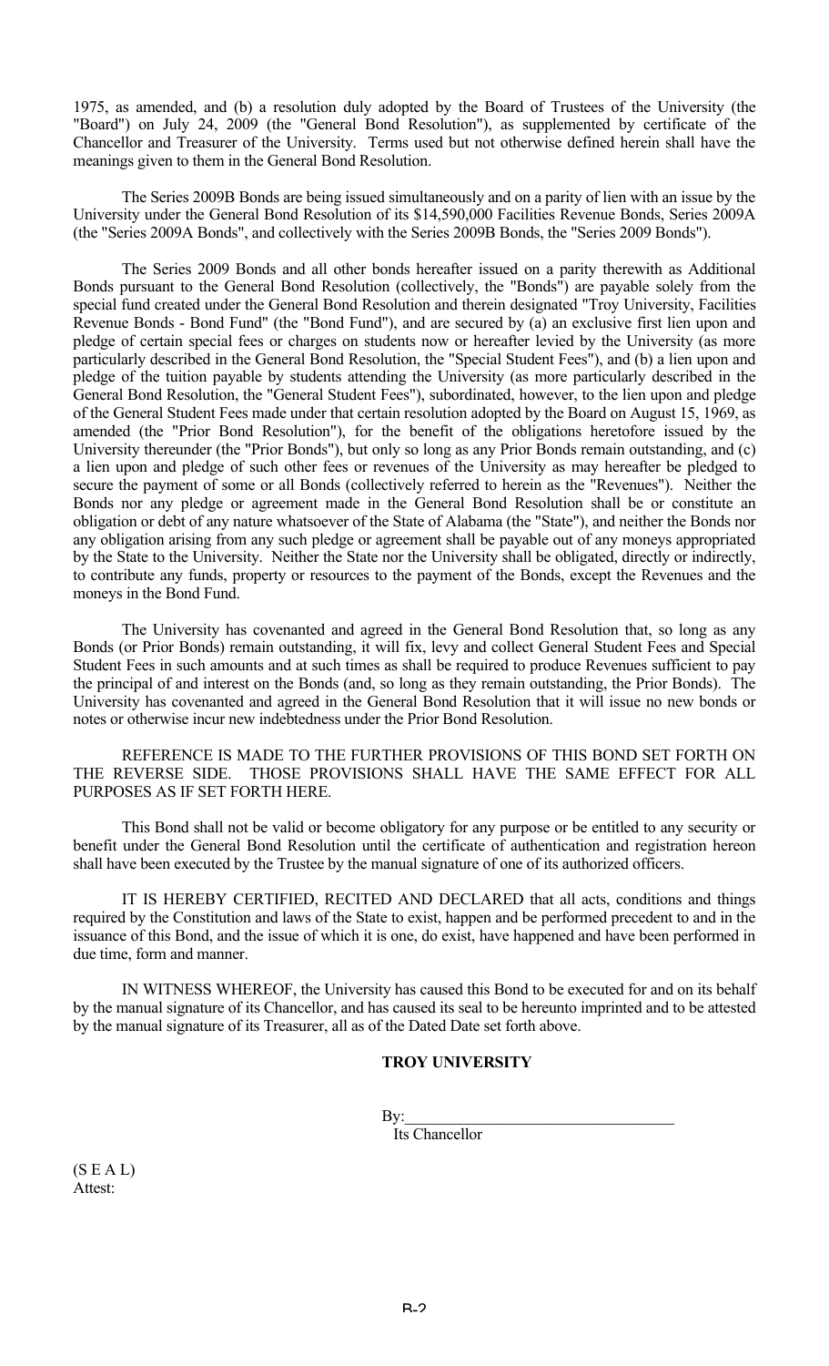1975, as amended, and (b) a resolution duly adopted by the Board of Trustees of the University (the "Board") on July 24, 2009 (the "General Bond Resolution"), as supplemented by certificate of the Chancellor and Treasurer of the University. Terms used but not otherwise defined herein shall have the meanings given to them in the General Bond Resolution.

The Series 2009B Bonds are being issued simultaneously and on a parity of lien with an issue by the University under the General Bond Resolution of its $14,590,000 Facilities Revenue Bonds, Series 2009A (the "Series 2009A Bonds", and collectively with the Series 2009B Bonds, the "Series 2009 Bonds").

The Series 2009 Bonds and all other bonds hereafter issued on a parity therewith as Additional Bonds pursuant to the General Bond Resolution (collectively, the "Bonds") are payable solely from the special fund created under the General Bond Resolution and therein designated "Troy University, Facilities Revenue Bonds - Bond Fund" (the "Bond Fund"), and are secured by (a) an exclusive first lien upon and pledge of certain special fees or charges on students now or hereafter levied by the University (as more particularly described in the General Bond Resolution, the "Special Student Fees"), and (b) a lien upon and pledge of the tuition payable by students attending the University (as more particularly described in the General Bond Resolution, the "General Student Fees"), subordinated, however, to the lien upon and pledge of the General Student Fees made under that certain resolution adopted by the Board on August 15, 1969, as amended (the "Prior Bond Resolution"), for the benefit of the obligations heretofore issued by the University thereunder (the "Prior Bonds"), but only so long as any Prior Bonds remain outstanding, and (c) a lien upon and pledge of such other fees or revenues of the University as may hereafter be pledged to secure the payment of some or all Bonds (collectively referred to herein as the "Revenues"). Neither the Bonds nor any pledge or agreement made in the General Bond Resolution shall be or constitute an obligation or debt of any nature whatsoever of the State of Alabama (the "State"), and neither the Bonds nor any obligation arising from any such pledge or agreement shall be payable out of any moneys appropriated by the State to the University. Neither the State nor the University shall be obligated, directly or indirectly, to contribute any funds, property or resources to the payment of the Bonds, except the Revenues and the moneys in the Bond Fund.

The University has covenanted and agreed in the General Bond Resolution that, so long as any Bonds (or Prior Bonds) remain outstanding, it will fix, levy and collect General Student Fees and Special Student Fees in such amounts and at such times as shall be required to produce Revenues sufficient to pay the principal of and interest on the Bonds (and, so long as they remain outstanding, the Prior Bonds). The University has covenanted and agreed in the General Bond Resolution that it will issue no new bonds or notes or otherwise incur new indebtedness under the Prior Bond Resolution.

REFERENCE IS MADE TO THE FURTHER PROVISIONS OF THIS BOND SET FORTH ON THE REVERSE SIDE. THOSE PROVISIONS SHALL HAVE THE SAME EFFECT FOR ALL PURPOSES AS IF SET FORTH HERE.

This Bond shall not be valid or become obligatory for any purpose or be entitled to any security or benefit under the General Bond Resolution until the certificate of authentication and registration hereon shall have been executed by the Trustee by the manual signature of one of its authorized officers.

IT IS HEREBY CERTIFIED, RECITED AND DECLARED that all acts, conditions and things required by the Constitution and laws of the State to exist, happen and be performed precedent to and in the issuance of this Bond, and the issue of which it is one, do exist, have happened and have been performed in due time, form and manner.

IN WITNESS WHEREOF, the University has caused this Bond to be executed for and on its behalf by the manual signature of its Chancellor, and has caused its seal to be hereunto imprinted and to be attested by the manual signature of its Treasurer, all as of the Dated Date set forth above.

**TROY UNIVERSITY**

By:\_\_\_\_\_\_\_\_\_\_\_\_\_\_\_\_\_\_\_\_\_\_\_\_\_\_\_\_\_\_\_\_
Its Chancellor

(S E A L)
Attest: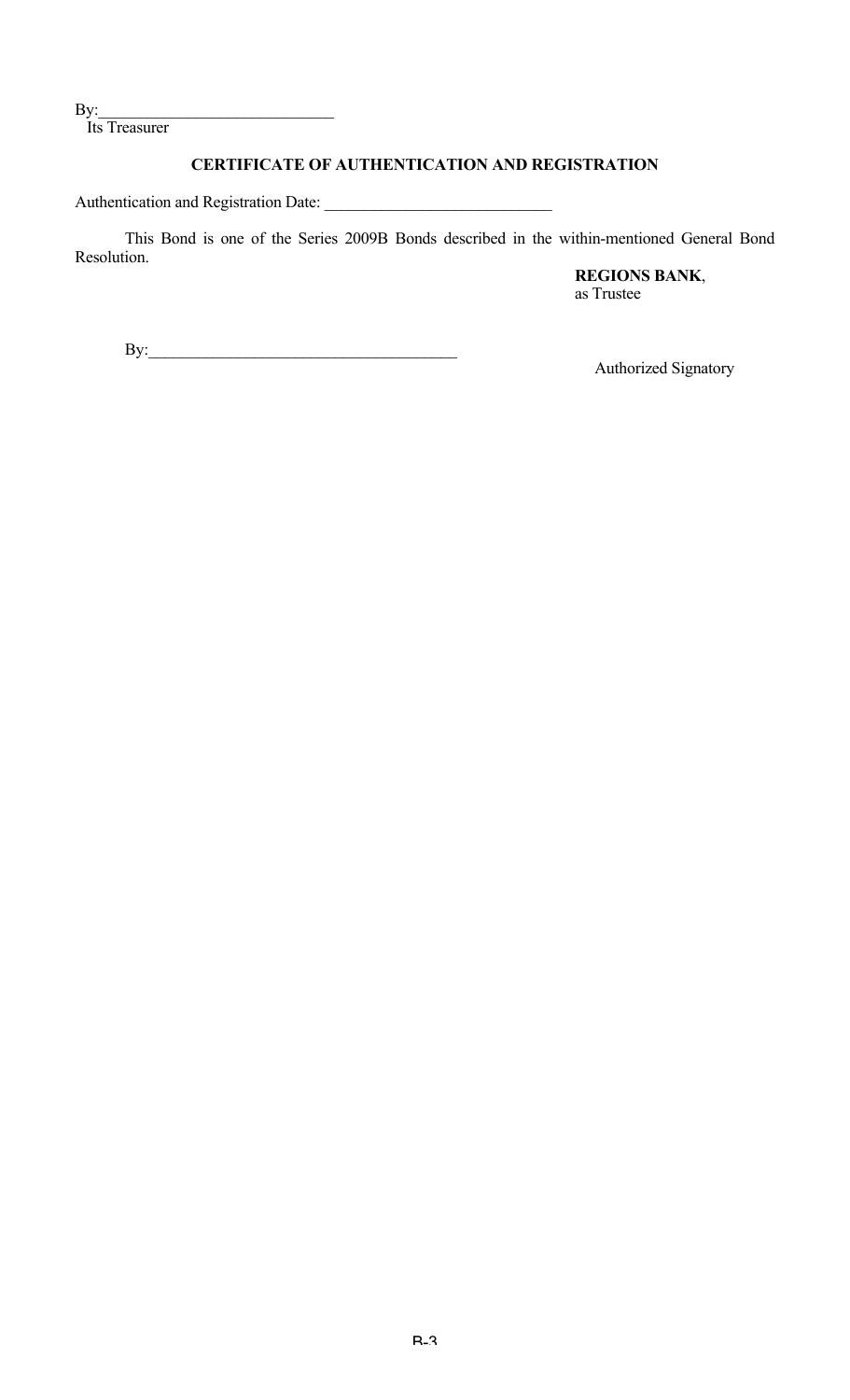By:____________________________
Its Treasurer

**CERTIFICATE OF AUTHENTICATION AND REGISTRATION**

Authentication and Registration Date: ___________________________

This Bond is one of the Series 2009B Bonds described in the within-mentioned General Bond Resolution.

**REGIONS BANK**,
as Trustee

By:_____________________________________
Authorized Signatory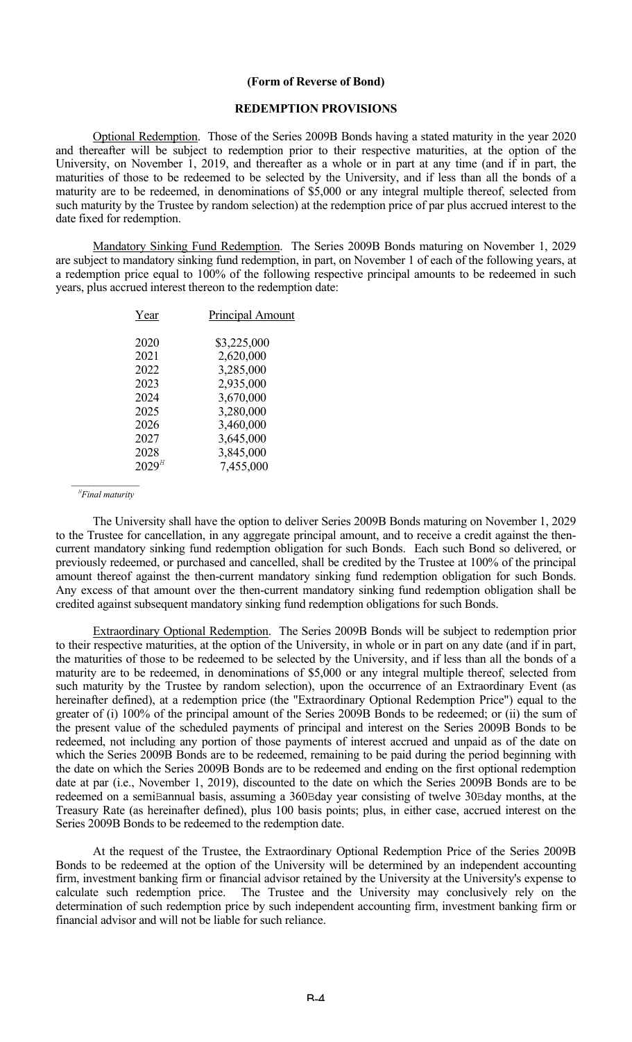**(Form of Reverse of Bond)**

**REDEMPTION PROVISIONS**

Optional Redemption. Those of the Series 2009B Bonds having a stated maturity in the year 2020 and thereafter will be subject to redemption prior to their respective maturities, at the option of the University, on November 1, 2019, and thereafter as a whole or in part at any time (and if in part, the maturities of those to be redeemed to be selected by the University, and if less than all the bonds of a maturity are to be redeemed, in denominations of $5,000 or any integral multiple thereof, selected from such maturity by the Trustee by random selection) at the redemption price of par plus accrued interest to the date fixed for redemption.

Mandatory Sinking Fund Redemption. The Series 2009B Bonds maturing on November 1, 2029 are subject to mandatory sinking fund redemption, in part, on November 1 of each of the following years, at a redemption price equal to 100% of the following respective principal amounts to be redeemed in such years, plus accrued interest thereon to the redemption date:

| Year | Principal Amount |
|---|---|
| 2020 | $3,225,000 |
| 2021 | 2,620,000 |
| 2022 | 3,285,000 |
| 2023 | 2,935,000 |
| 2024 | 3,670,000 |
| 2025 | 3,280,000 |
| 2026 | 3,460,000 |
| 2027 | 3,645,000 |
| 2028 | 3,845,000 |
| 2029[H] | 7,455,000 |

[H] *Final maturity*

The University shall have the option to deliver Series 2009B Bonds maturing on November 1, 2029 to the Trustee for cancellation, in any aggregate principal amount, and to receive a credit against the then-current mandatory sinking fund redemption obligation for such Bonds. Each such Bond so delivered, or previously redeemed, or purchased and cancelled, shall be credited by the Trustee at 100% of the principal amount thereof against the then-current mandatory sinking fund redemption obligation for such Bonds. Any excess of that amount over the then-current mandatory sinking fund redemption obligation shall be credited against subsequent mandatory sinking fund redemption obligations for such Bonds.

Extraordinary Optional Redemption. The Series 2009B Bonds will be subject to redemption prior to their respective maturities, at the option of the University, in whole or in part on any date (and if in part, the maturities of those to be redeemed to be selected by the University, and if less than all the bonds of a maturity are to be redeemed, in denominations of $5,000 or any integral multiple thereof, selected from such maturity by the Trustee by random selection), upon the occurrence of an Extraordinary Event (as hereinafter defined), at a redemption price (the "Extraordinary Optional Redemption Price") equal to the greater of (i) 100% of the principal amount of the Series 2009B Bonds to be redeemed; or (ii) the sum of the present value of the scheduled payments of principal and interest on the Series 2009B Bonds to be redeemed, not including any portion of those payments of interest accrued and unpaid as of the date on which the Series 2009B Bonds are to be redeemed, remaining to be paid during the period beginning with the date on which the Series 2009B Bonds are to be redeemed and ending on the first optional redemption date at par (i.e., November 1, 2019), discounted to the date on which the Series 2009B Bonds are to be redeemed on a semi-annual basis, assuming a 360-day year consisting of twelve 30-day months, at the Treasury Rate (as hereinafter defined), plus 100 basis points; plus, in either case, accrued interest on the Series 2009B Bonds to be redeemed to the redemption date.

At the request of the Trustee, the Extraordinary Optional Redemption Price of the Series 2009B Bonds to be redeemed at the option of the University will be determined by an independent accounting firm, investment banking firm or financial advisor retained by the University at the University's expense to calculate such redemption price. The Trustee and the University may conclusively rely on the determination of such redemption price by such independent accounting firm, investment banking firm or financial advisor and will not be liable for such reliance.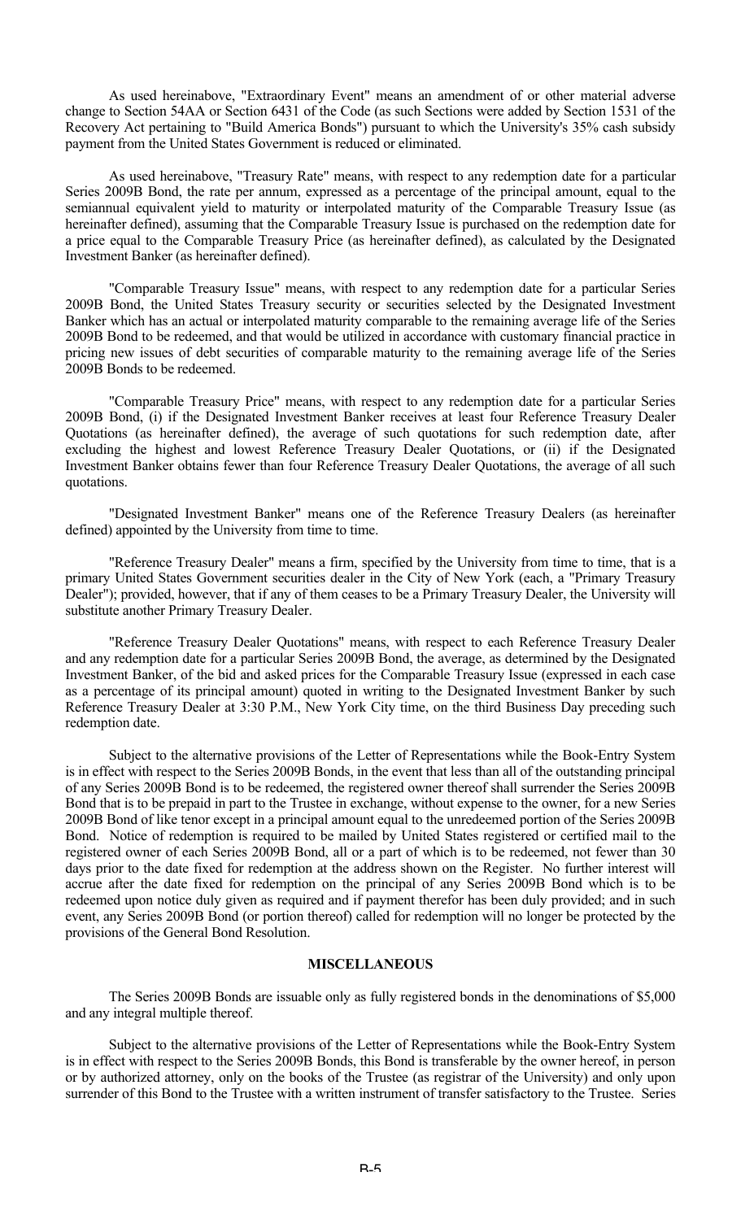As used hereinabove, "Extraordinary Event" means an amendment of or other material adverse change to Section 54AA or Section 6431 of the Code (as such Sections were added by Section 1531 of the Recovery Act pertaining to "Build America Bonds") pursuant to which the University's 35% cash subsidy payment from the United States Government is reduced or eliminated.

As used hereinabove, "Treasury Rate" means, with respect to any redemption date for a particular Series 2009B Bond, the rate per annum, expressed as a percentage of the principal amount, equal to the semiannual equivalent yield to maturity or interpolated maturity of the Comparable Treasury Issue (as hereinafter defined), assuming that the Comparable Treasury Issue is purchased on the redemption date for a price equal to the Comparable Treasury Price (as hereinafter defined), as calculated by the Designated Investment Banker (as hereinafter defined).

"Comparable Treasury Issue" means, with respect to any redemption date for a particular Series 2009B Bond, the United States Treasury security or securities selected by the Designated Investment Banker which has an actual or interpolated maturity comparable to the remaining average life of the Series 2009B Bond to be redeemed, and that would be utilized in accordance with customary financial practice in pricing new issues of debt securities of comparable maturity to the remaining average life of the Series 2009B Bonds to be redeemed.

"Comparable Treasury Price" means, with respect to any redemption date for a particular Series 2009B Bond, (i) if the Designated Investment Banker receives at least four Reference Treasury Dealer Quotations (as hereinafter defined), the average of such quotations for such redemption date, after excluding the highest and lowest Reference Treasury Dealer Quotations, or (ii) if the Designated Investment Banker obtains fewer than four Reference Treasury Dealer Quotations, the average of all such quotations.

"Designated Investment Banker" means one of the Reference Treasury Dealers (as hereinafter defined) appointed by the University from time to time.

"Reference Treasury Dealer" means a firm, specified by the University from time to time, that is a primary United States Government securities dealer in the City of New York (each, a "Primary Treasury Dealer"); provided, however, that if any of them ceases to be a Primary Treasury Dealer, the University will substitute another Primary Treasury Dealer.

"Reference Treasury Dealer Quotations" means, with respect to each Reference Treasury Dealer and any redemption date for a particular Series 2009B Bond, the average, as determined by the Designated Investment Banker, of the bid and asked prices for the Comparable Treasury Issue (expressed in each case as a percentage of its principal amount) quoted in writing to the Designated Investment Banker by such Reference Treasury Dealer at 3:30 P.M., New York City time, on the third Business Day preceding such redemption date.

Subject to the alternative provisions of the Letter of Representations while the Book-Entry System is in effect with respect to the Series 2009B Bonds, in the event that less than all of the outstanding principal of any Series 2009B Bond is to be redeemed, the registered owner thereof shall surrender the Series 2009B Bond that is to be prepaid in part to the Trustee in exchange, without expense to the owner, for a new Series 2009B Bond of like tenor except in a principal amount equal to the unredeemed portion of the Series 2009B Bond. Notice of redemption is required to be mailed by United States registered or certified mail to the registered owner of each Series 2009B Bond, all or a part of which is to be redeemed, not fewer than 30 days prior to the date fixed for redemption at the address shown on the Register. No further interest will accrue after the date fixed for redemption on the principal of any Series 2009B Bond which is to be redeemed upon notice duly given as required and if payment therefor has been duly provided; and in such event, any Series 2009B Bond (or portion thereof) called for redemption will no longer be protected by the provisions of the General Bond Resolution.

**MISCELLANEOUS**

The Series 2009B Bonds are issuable only as fully registered bonds in the denominations of $5,000 and any integral multiple thereof.

Subject to the alternative provisions of the Letter of Representations while the Book-Entry System is in effect with respect to the Series 2009B Bonds, this Bond is transferable by the owner hereof, in person or by authorized attorney, only on the books of the Trustee (as registrar of the University) and only upon surrender of this Bond to the Trustee with a written instrument of transfer satisfactory to the Trustee. Series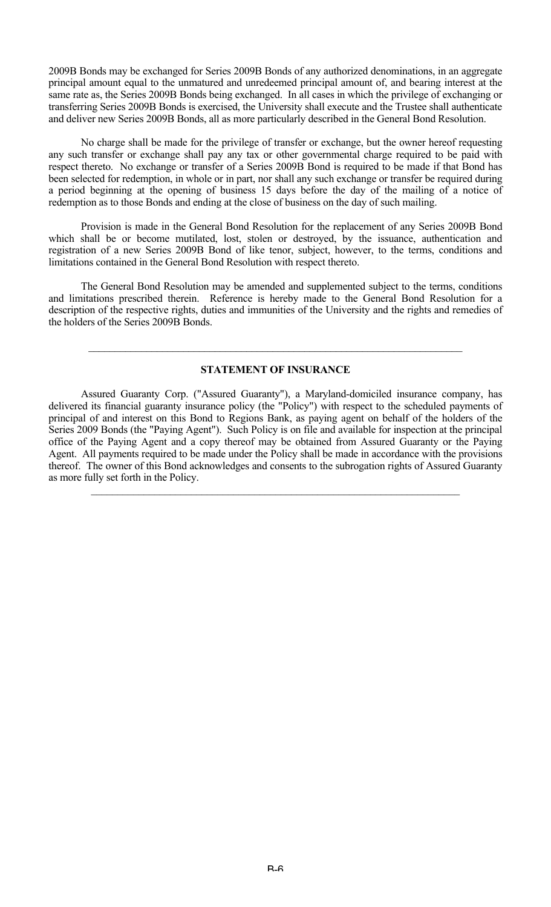2009B Bonds may be exchanged for Series 2009B Bonds of any authorized denominations, in an aggregate principal amount equal to the unmatured and unredeemed principal amount of, and bearing interest at the same rate as, the Series 2009B Bonds being exchanged. In all cases in which the privilege of exchanging or transferring Series 2009B Bonds is exercised, the University shall execute and the Trustee shall authenticate and deliver new Series 2009B Bonds, all as more particularly described in the General Bond Resolution.

No charge shall be made for the privilege of transfer or exchange, but the owner hereof requesting any such transfer or exchange shall pay any tax or other governmental charge required to be paid with respect thereto. No exchange or transfer of a Series 2009B Bond is required to be made if that Bond has been selected for redemption, in whole or in part, nor shall any such exchange or transfer be required during a period beginning at the opening of business 15 days before the day of the mailing of a notice of redemption as to those Bonds and ending at the close of business on the day of such mailing.

Provision is made in the General Bond Resolution for the replacement of any Series 2009B Bond which shall be or become mutilated, lost, stolen or destroyed, by the issuance, authentication and registration of a new Series 2009B Bond of like tenor, subject, however, to the terms, conditions and limitations contained in the General Bond Resolution with respect thereto.

The General Bond Resolution may be amended and supplemented subject to the terms, conditions and limitations prescribed therein. Reference is hereby made to the General Bond Resolution for a description of the respective rights, duties and immunities of the University and the rights and remedies of the holders of the Series 2009B Bonds.

---

**STATEMENT OF INSURANCE**

Assured Guaranty Corp. ("Assured Guaranty"), a Maryland-domiciled insurance company, has delivered its financial guaranty insurance policy (the "Policy") with respect to the scheduled payments of principal of and interest on this Bond to Regions Bank, as paying agent on behalf of the holders of the Series 2009 Bonds (the "Paying Agent"). Such Policy is on file and available for inspection at the principal office of the Paying Agent and a copy thereof may be obtained from Assured Guaranty or the Paying Agent. All payments required to be made under the Policy shall be made in accordance with the provisions thereof. The owner of this Bond acknowledges and consents to the subrogation rights of Assured Guaranty as more fully set forth in the Policy.

---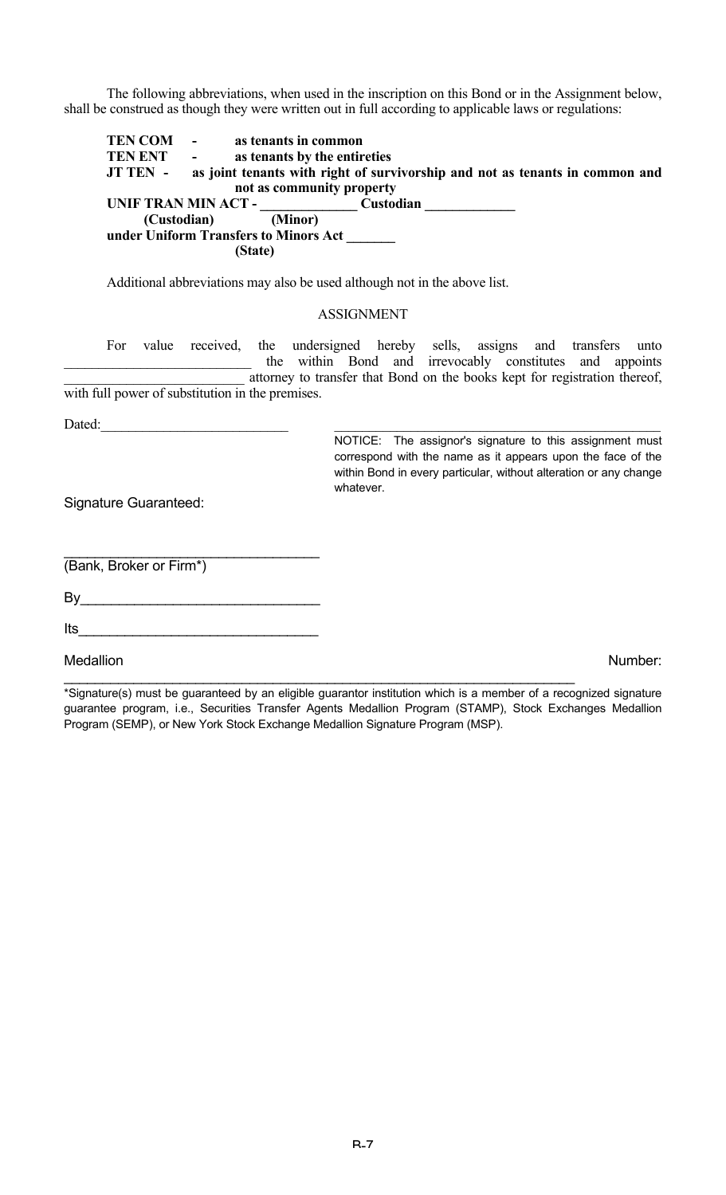The following abbreviations, when used in the inscription on this Bond or in the Assignment below, shall be construed as though they were written out in full according to applicable laws or regulations:

**TEN COM - as tenants in common**
**TEN ENT - as tenants by the entireties**
**JT TEN - as joint tenants with right of survivorship and not as tenants in common and not as community property**
**UNIF TRAN MIN ACT - _____________ Custodian ____________**
**(Custodian) (Minor)**
**under Uniform Transfers to Minors Act _______**
**(State)**

Additional abbreviations may also be used although not in the above list.

ASSIGNMENT

For value received, the undersigned hereby sells, assigns and transfers unto __________________________ the within Bond and irrevocably constitutes and appoints __________________________ attorney to transfer that Bond on the books kept for registration thereof, with full power of substitution in the premises.

Dated:__________________________ ______________________________________________

NOTICE: The assignor's signature to this assignment must correspond with the name as it appears upon the face of the within Bond in every particular, without alteration or any change whatever.

Signature Guaranteed:

________________________________
(Bank, Broker or Firm*)

By______________________________

Its______________________________

Medallion Number: ________________________________________________________________

*Signature(s) must be guaranteed by an eligible guarantor institution which is a member of a recognized signature guarantee program, i.e., Securities Transfer Agents Medallion Program (STAMP), Stock Exchanges Medallion Program (SEMP), or New York Stock Exchange Medallion Signature Program (MSP).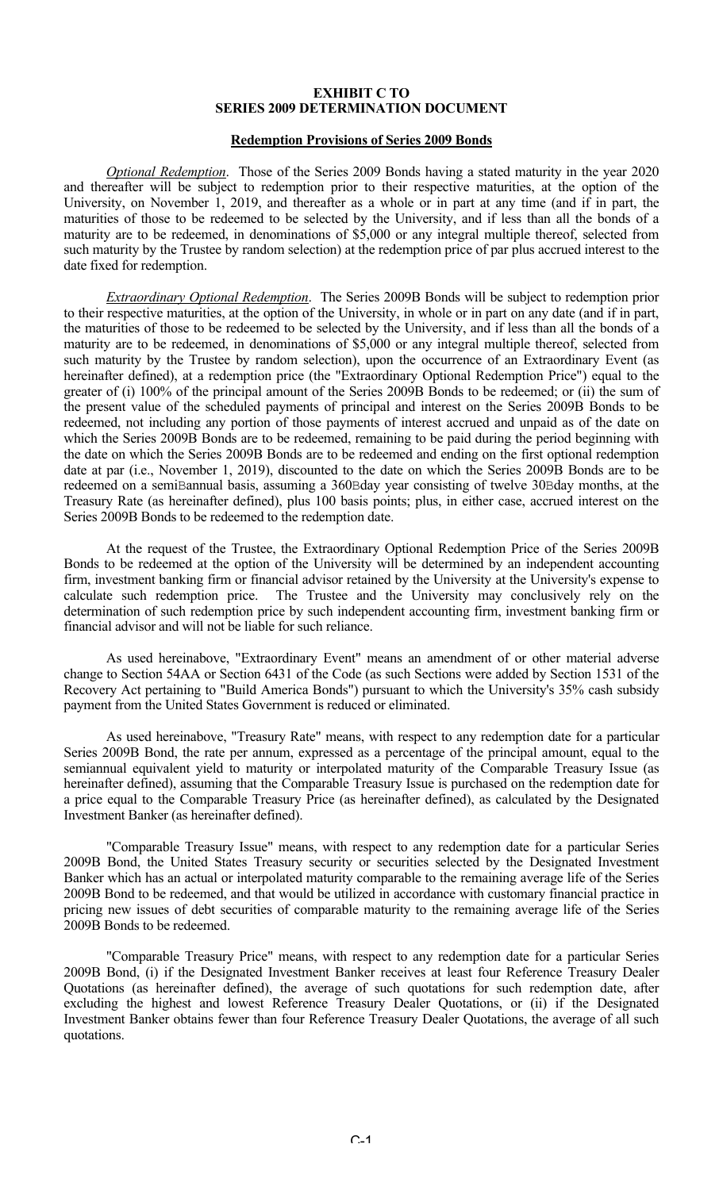**EXHIBIT C TO**
**SERIES 2009 DETERMINATION DOCUMENT**

**Redemption Provisions of Series 2009 Bonds**

*Optional Redemption*. Those of the Series 2009 Bonds having a stated maturity in the year 2020 and thereafter will be subject to redemption prior to their respective maturities, at the option of the University, on November 1, 2019, and thereafter as a whole or in part at any time (and if in part, the maturities of those to be redeemed to be selected by the University, and if less than all the bonds of a maturity are to be redeemed, in denominations of $5,000 or any integral multiple thereof, selected from such maturity by the Trustee by random selection) at the redemption price of par plus accrued interest to the date fixed for redemption.

*Extraordinary Optional Redemption*. The Series 2009B Bonds will be subject to redemption prior to their respective maturities, at the option of the University, in whole or in part on any date (and if in part, the maturities of those to be redeemed to be selected by the University, and if less than all the bonds of a maturity are to be redeemed, in denominations of $5,000 or any integral multiple thereof, selected from such maturity by the Trustee by random selection), upon the occurrence of an Extraordinary Event (as hereinafter defined), at a redemption price (the "Extraordinary Optional Redemption Price") equal to the greater of (i) 100% of the principal amount of the Series 2009B Bonds to be redeemed; or (ii) the sum of the present value of the scheduled payments of principal and interest on the Series 2009B Bonds to be redeemed, not including any portion of those payments of interest accrued and unpaid as of the date on which the Series 2009B Bonds are to be redeemed, remaining to be paid during the period beginning with the date on which the Series 2009B Bonds are to be redeemed and ending on the first optional redemption date at par (i.e., November 1, 2019), discounted to the date on which the Series 2009B Bonds are to be redeemed on a semiBannual basis, assuming a 360Bday year consisting of twelve 30Bday months, at the Treasury Rate (as hereinafter defined), plus 100 basis points; plus, in either case, accrued interest on the Series 2009B Bonds to be redeemed to the redemption date.

At the request of the Trustee, the Extraordinary Optional Redemption Price of the Series 2009B Bonds to be redeemed at the option of the University will be determined by an independent accounting firm, investment banking firm or financial advisor retained by the University at the University's expense to calculate such redemption price. The Trustee and the University may conclusively rely on the determination of such redemption price by such independent accounting firm, investment banking firm or financial advisor and will not be liable for such reliance.

As used hereinabove, "Extraordinary Event" means an amendment of or other material adverse change to Section 54AA or Section 6431 of the Code (as such Sections were added by Section 1531 of the Recovery Act pertaining to "Build America Bonds") pursuant to which the University's 35% cash subsidy payment from the United States Government is reduced or eliminated.

As used hereinabove, "Treasury Rate" means, with respect to any redemption date for a particular Series 2009B Bond, the rate per annum, expressed as a percentage of the principal amount, equal to the semiannual equivalent yield to maturity or interpolated maturity of the Comparable Treasury Issue (as hereinafter defined), assuming that the Comparable Treasury Issue is purchased on the redemption date for a price equal to the Comparable Treasury Price (as hereinafter defined), as calculated by the Designated Investment Banker (as hereinafter defined).

"Comparable Treasury Issue" means, with respect to any redemption date for a particular Series 2009B Bond, the United States Treasury security or securities selected by the Designated Investment Banker which has an actual or interpolated maturity comparable to the remaining average life of the Series 2009B Bond to be redeemed, and that would be utilized in accordance with customary financial practice in pricing new issues of debt securities of comparable maturity to the remaining average life of the Series 2009B Bonds to be redeemed.

"Comparable Treasury Price" means, with respect to any redemption date for a particular Series 2009B Bond, (i) if the Designated Investment Banker receives at least four Reference Treasury Dealer Quotations (as hereinafter defined), the average of such quotations for such redemption date, after excluding the highest and lowest Reference Treasury Dealer Quotations, or (ii) if the Designated Investment Banker obtains fewer than four Reference Treasury Dealer Quotations, the average of all such quotations.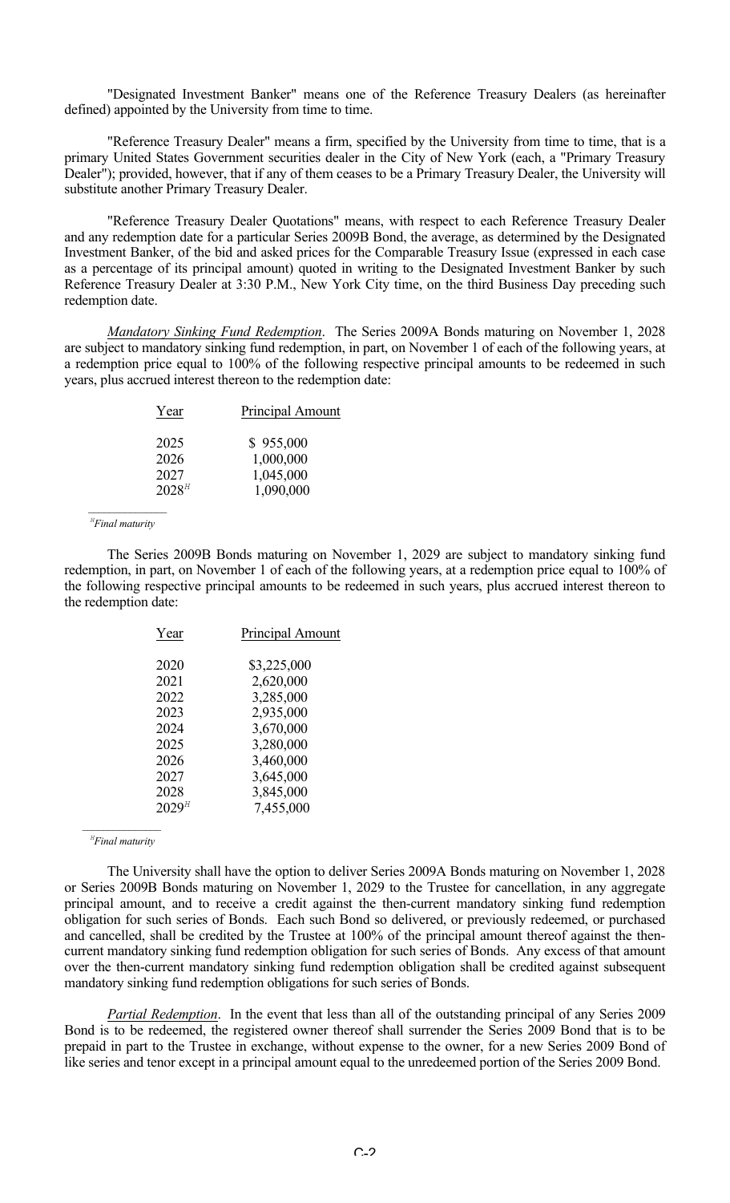"Designated Investment Banker" means one of the Reference Treasury Dealers (as hereinafter defined) appointed by the University from time to time.

"Reference Treasury Dealer" means a firm, specified by the University from time to time, that is a primary United States Government securities dealer in the City of New York (each, a "Primary Treasury Dealer"); provided, however, that if any of them ceases to be a Primary Treasury Dealer, the University will substitute another Primary Treasury Dealer.

"Reference Treasury Dealer Quotations" means, with respect to each Reference Treasury Dealer and any redemption date for a particular Series 2009B Bond, the average, as determined by the Designated Investment Banker, of the bid and asked prices for the Comparable Treasury Issue (expressed in each case as a percentage of its principal amount) quoted in writing to the Designated Investment Banker by such Reference Treasury Dealer at 3:30 P.M., New York City time, on the third Business Day preceding such redemption date.

*Mandatory Sinking Fund Redemption*. The Series 2009A Bonds maturing on November 1, 2028 are subject to mandatory sinking fund redemption, in part, on November 1 of each of the following years, at a redemption price equal to 100% of the following respective principal amounts to be redeemed in such years, plus accrued interest thereon to the redemption date:

| Year | Principal Amount |
|---|---|
| 2025 | $ 955,000 |
| 2026 | 1,000,000 |
| 2027 | 1,045,000 |
| 2028[H] | 1,090,000 |

[H] *Final maturity*

The Series 2009B Bonds maturing on November 1, 2029 are subject to mandatory sinking fund redemption, in part, on November 1 of each of the following years, at a redemption price equal to 100% of the following respective principal amounts to be redeemed in such years, plus accrued interest thereon to the redemption date:

| Year | Principal Amount |
|---|---|
| 2020 | $3,225,000 |
| 2021 | 2,620,000 |
| 2022 | 3,285,000 |
| 2023 | 2,935,000 |
| 2024 | 3,670,000 |
| 2025 | 3,280,000 |
| 2026 | 3,460,000 |
| 2027 | 3,645,000 |
| 2028 | 3,845,000 |
| 2029[H] | 7,455,000 |

[H] *Final maturity*

The University shall have the option to deliver Series 2009A Bonds maturing on November 1, 2028 or Series 2009B Bonds maturing on November 1, 2029 to the Trustee for cancellation, in any aggregate principal amount, and to receive a credit against the then-current mandatory sinking fund redemption obligation for such series of Bonds. Each such Bond so delivered, or previously redeemed, or purchased and cancelled, shall be credited by the Trustee at 100% of the principal amount thereof against the then-current mandatory sinking fund redemption obligation for such series of Bonds. Any excess of that amount over the then-current mandatory sinking fund redemption obligation shall be credited against subsequent mandatory sinking fund redemption obligations for such series of Bonds.

*Partial Redemption*. In the event that less than all of the outstanding principal of any Series 2009 Bond is to be redeemed, the registered owner thereof shall surrender the Series 2009 Bond that is to be prepaid in part to the Trustee in exchange, without expense to the owner, for a new Series 2009 Bond of like series and tenor except in a principal amount equal to the unredeemed portion of the Series 2009 Bond.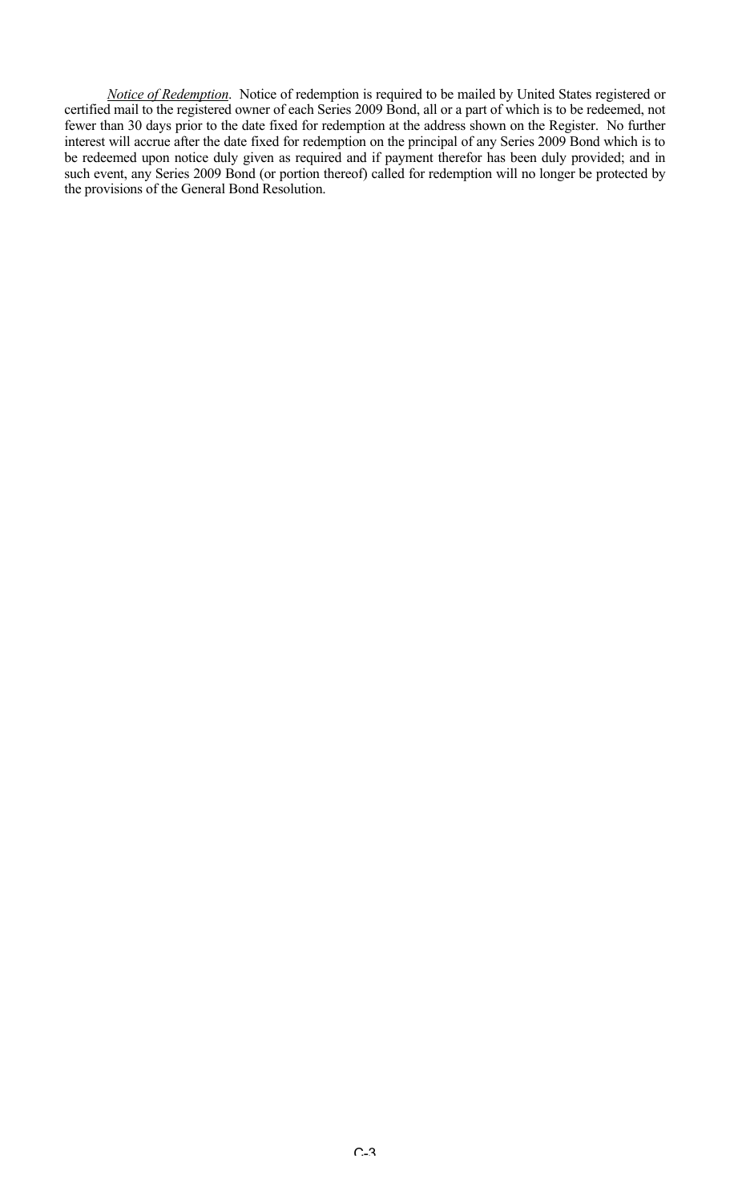*Notice of Redemption*. Notice of redemption is required to be mailed by United States registered or certified mail to the registered owner of each Series 2009 Bond, all or a part of which is to be redeemed, not fewer than 30 days prior to the date fixed for redemption at the address shown on the Register. No further interest will accrue after the date fixed for redemption on the principal of any Series 2009 Bond which is to be redeemed upon notice duly given as required and if payment therefor has been duly provided; and in such event, any Series 2009 Bond (or portion thereof) called for redemption will no longer be protected by the provisions of the General Bond Resolution.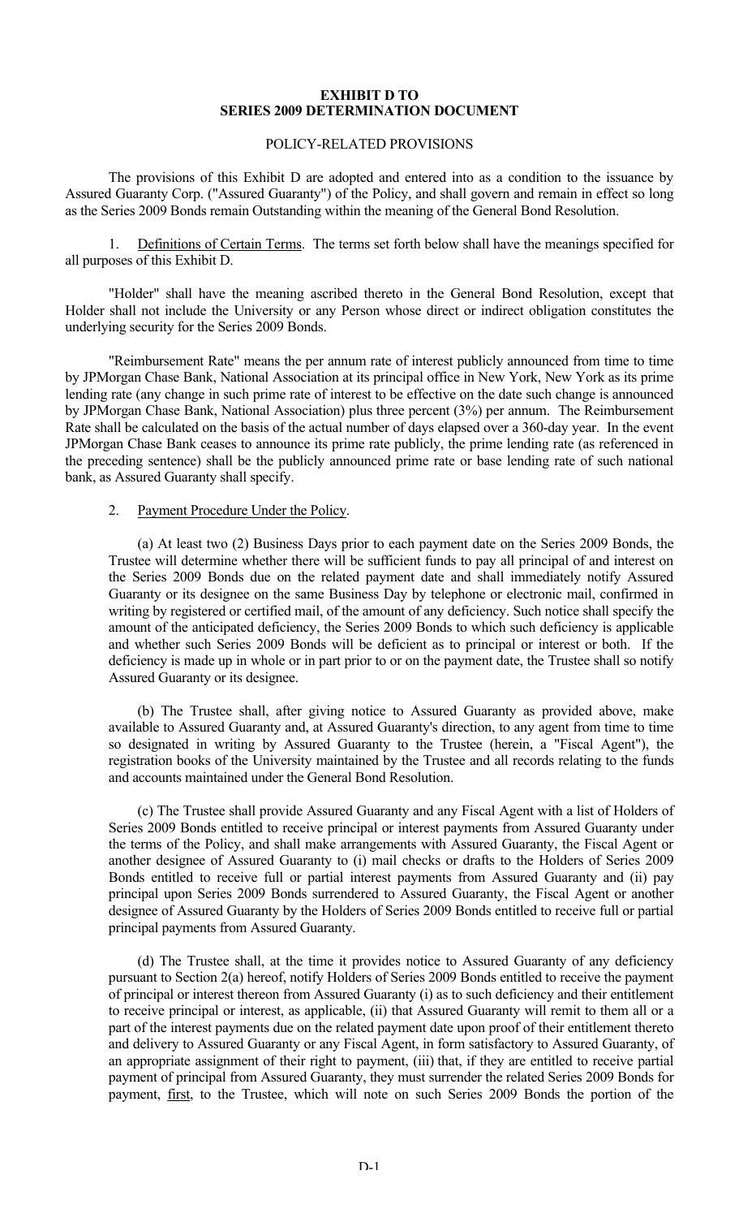**EXHIBIT D TO**
**SERIES 2009 DETERMINATION DOCUMENT**

POLICY-RELATED PROVISIONS

The provisions of this Exhibit D are adopted and entered into as a condition to the issuance by Assured Guaranty Corp. ("Assured Guaranty") of the Policy, and shall govern and remain in effect so long as the Series 2009 Bonds remain Outstanding within the meaning of the General Bond Resolution.

1. Definitions of Certain Terms. The terms set forth below shall have the meanings specified for all purposes of this Exhibit D.

"Holder" shall have the meaning ascribed thereto in the General Bond Resolution, except that Holder shall not include the University or any Person whose direct or indirect obligation constitutes the underlying security for the Series 2009 Bonds.

"Reimbursement Rate" means the per annum rate of interest publicly announced from time to time by JPMorgan Chase Bank, National Association at its principal office in New York, New York as its prime lending rate (any change in such prime rate of interest to be effective on the date such change is announced by JPMorgan Chase Bank, National Association) plus three percent (3%) per annum. The Reimbursement Rate shall be calculated on the basis of the actual number of days elapsed over a 360-day year. In the event JPMorgan Chase Bank ceases to announce its prime rate publicly, the prime lending rate (as referenced in the preceding sentence) shall be the publicly announced prime rate or base lending rate of such national bank, as Assured Guaranty shall specify.

2. Payment Procedure Under the Policy.

(a) At least two (2) Business Days prior to each payment date on the Series 2009 Bonds, the Trustee will determine whether there will be sufficient funds to pay all principal of and interest on the Series 2009 Bonds due on the related payment date and shall immediately notify Assured Guaranty or its designee on the same Business Day by telephone or electronic mail, confirmed in writing by registered or certified mail, of the amount of any deficiency. Such notice shall specify the amount of the anticipated deficiency, the Series 2009 Bonds to which such deficiency is applicable and whether such Series 2009 Bonds will be deficient as to principal or interest or both. If the deficiency is made up in whole or in part prior to or on the payment date, the Trustee shall so notify Assured Guaranty or its designee.

(b) The Trustee shall, after giving notice to Assured Guaranty as provided above, make available to Assured Guaranty and, at Assured Guaranty's direction, to any agent from time to time so designated in writing by Assured Guaranty to the Trustee (herein, a "Fiscal Agent"), the registration books of the University maintained by the Trustee and all records relating to the funds and accounts maintained under the General Bond Resolution.

(c) The Trustee shall provide Assured Guaranty and any Fiscal Agent with a list of Holders of Series 2009 Bonds entitled to receive principal or interest payments from Assured Guaranty under the terms of the Policy, and shall make arrangements with Assured Guaranty, the Fiscal Agent or another designee of Assured Guaranty to (i) mail checks or drafts to the Holders of Series 2009 Bonds entitled to receive full or partial interest payments from Assured Guaranty and (ii) pay principal upon Series 2009 Bonds surrendered to Assured Guaranty, the Fiscal Agent or another designee of Assured Guaranty by the Holders of Series 2009 Bonds entitled to receive full or partial principal payments from Assured Guaranty.

(d) The Trustee shall, at the time it provides notice to Assured Guaranty of any deficiency pursuant to Section 2(a) hereof, notify Holders of Series 2009 Bonds entitled to receive the payment of principal or interest thereon from Assured Guaranty (i) as to such deficiency and their entitlement to receive principal or interest, as applicable, (ii) that Assured Guaranty will remit to them all or a part of the interest payments due on the related payment date upon proof of their entitlement thereto and delivery to Assured Guaranty or any Fiscal Agent, in form satisfactory to Assured Guaranty, of an appropriate assignment of their right to payment, (iii) that, if they are entitled to receive partial payment of principal from Assured Guaranty, they must surrender the related Series 2009 Bonds for payment, first, to the Trustee, which will note on such Series 2009 Bonds the portion of the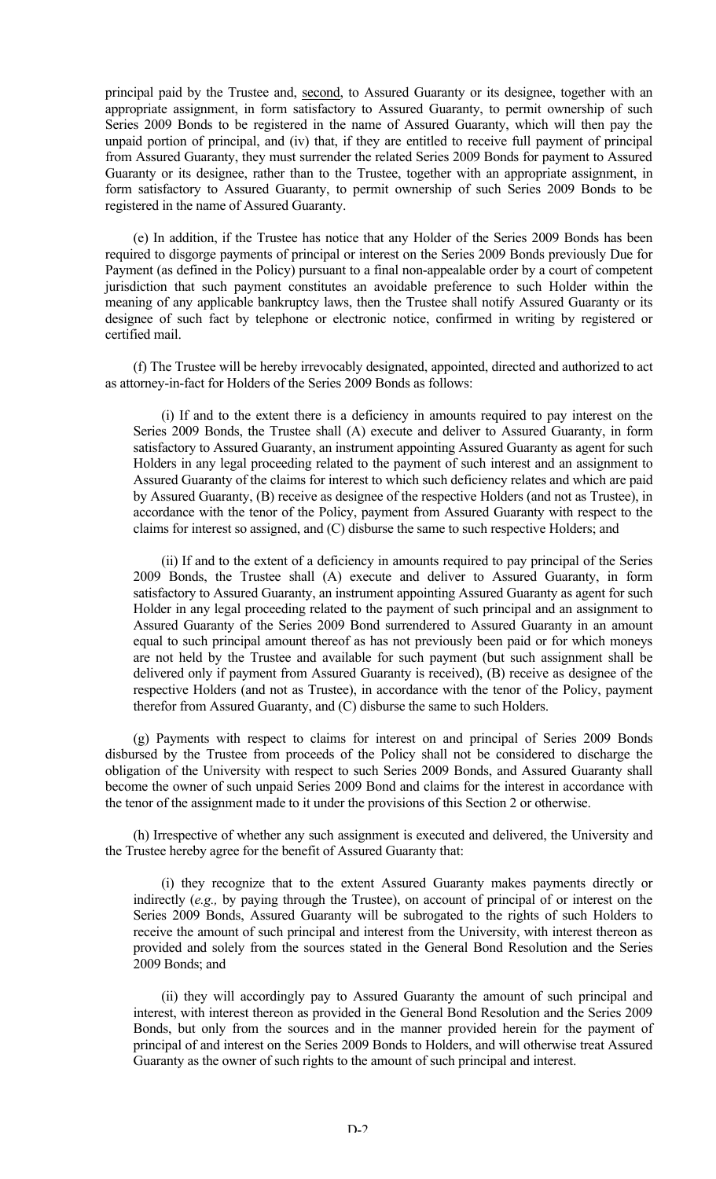principal paid by the Trustee and, second, to Assured Guaranty or its designee, together with an appropriate assignment, in form satisfactory to Assured Guaranty, to permit ownership of such Series 2009 Bonds to be registered in the name of Assured Guaranty, which will then pay the unpaid portion of principal, and (iv) that, if they are entitled to receive full payment of principal from Assured Guaranty, they must surrender the related Series 2009 Bonds for payment to Assured Guaranty or its designee, rather than to the Trustee, together with an appropriate assignment, in form satisfactory to Assured Guaranty, to permit ownership of such Series 2009 Bonds to be registered in the name of Assured Guaranty.

(e) In addition, if the Trustee has notice that any Holder of the Series 2009 Bonds has been required to disgorge payments of principal or interest on the Series 2009 Bonds previously Due for Payment (as defined in the Policy) pursuant to a final non-appealable order by a court of competent jurisdiction that such payment constitutes an avoidable preference to such Holder within the meaning of any applicable bankruptcy laws, then the Trustee shall notify Assured Guaranty or its designee of such fact by telephone or electronic notice, confirmed in writing by registered or certified mail.

(f) The Trustee will be hereby irrevocably designated, appointed, directed and authorized to act as attorney-in-fact for Holders of the Series 2009 Bonds as follows:

(i) If and to the extent there is a deficiency in amounts required to pay interest on the Series 2009 Bonds, the Trustee shall (A) execute and deliver to Assured Guaranty, in form satisfactory to Assured Guaranty, an instrument appointing Assured Guaranty as agent for such Holders in any legal proceeding related to the payment of such interest and an assignment to Assured Guaranty of the claims for interest to which such deficiency relates and which are paid by Assured Guaranty, (B) receive as designee of the respective Holders (and not as Trustee), in accordance with the tenor of the Policy, payment from Assured Guaranty with respect to the claims for interest so assigned, and (C) disburse the same to such respective Holders; and

(ii) If and to the extent of a deficiency in amounts required to pay principal of the Series 2009 Bonds, the Trustee shall (A) execute and deliver to Assured Guaranty, in form satisfactory to Assured Guaranty, an instrument appointing Assured Guaranty as agent for such Holder in any legal proceeding related to the payment of such principal and an assignment to Assured Guaranty of the Series 2009 Bond surrendered to Assured Guaranty in an amount equal to such principal amount thereof as has not previously been paid or for which moneys are not held by the Trustee and available for such payment (but such assignment shall be delivered only if payment from Assured Guaranty is received), (B) receive as designee of the respective Holders (and not as Trustee), in accordance with the tenor of the Policy, payment therefor from Assured Guaranty, and (C) disburse the same to such Holders.

(g) Payments with respect to claims for interest on and principal of Series 2009 Bonds disbursed by the Trustee from proceeds of the Policy shall not be considered to discharge the obligation of the University with respect to such Series 2009 Bonds, and Assured Guaranty shall become the owner of such unpaid Series 2009 Bond and claims for the interest in accordance with the tenor of the assignment made to it under the provisions of this Section 2 or otherwise.

(h) Irrespective of whether any such assignment is executed and delivered, the University and the Trustee hereby agree for the benefit of Assured Guaranty that:

(i) they recognize that to the extent Assured Guaranty makes payments directly or indirectly (*e.g.,* by paying through the Trustee), on account of principal of or interest on the Series 2009 Bonds, Assured Guaranty will be subrogated to the rights of such Holders to receive the amount of such principal and interest from the University, with interest thereon as provided and solely from the sources stated in the General Bond Resolution and the Series 2009 Bonds; and

(ii) they will accordingly pay to Assured Guaranty the amount of such principal and interest, with interest thereon as provided in the General Bond Resolution and the Series 2009 Bonds, but only from the sources and in the manner provided herein for the payment of principal of and interest on the Series 2009 Bonds to Holders, and will otherwise treat Assured Guaranty as the owner of such rights to the amount of such principal and interest.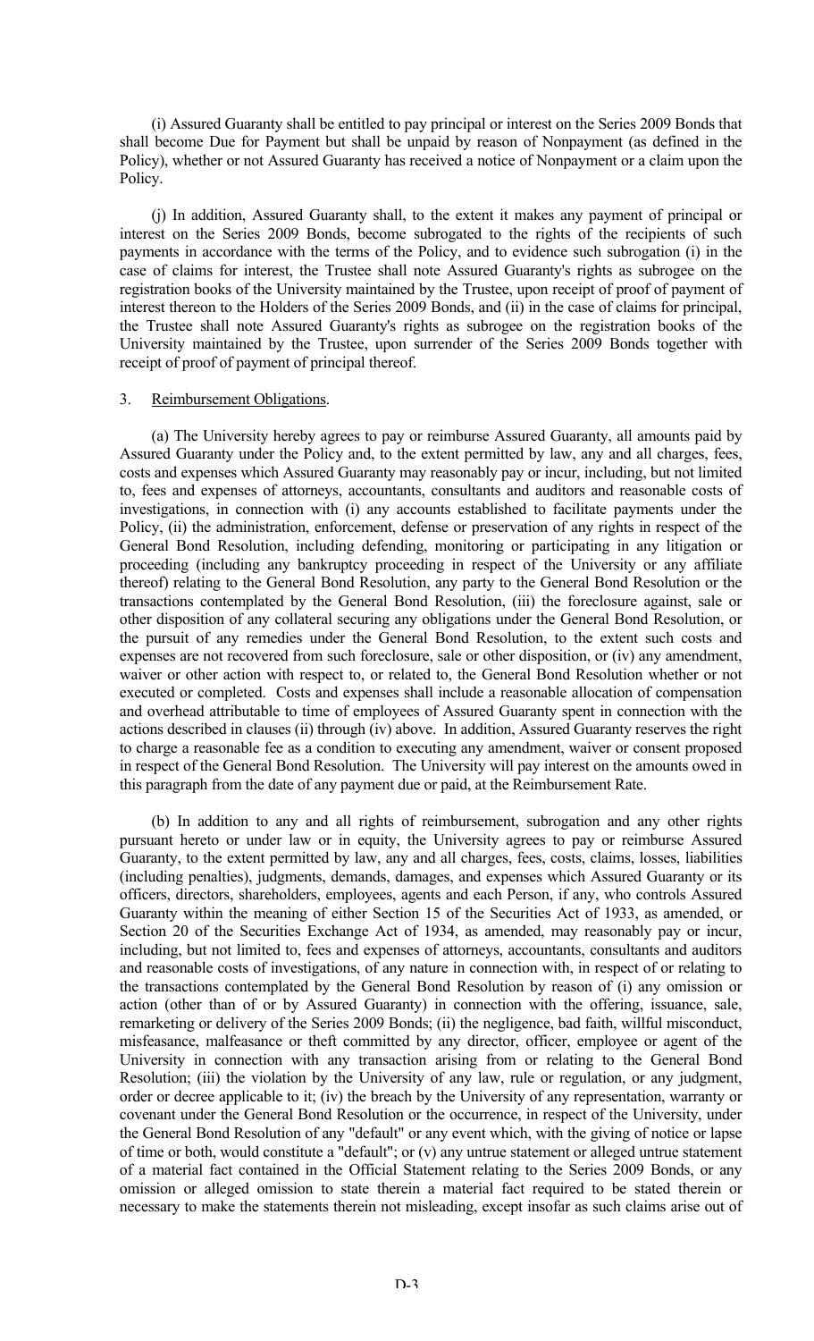(i) Assured Guaranty shall be entitled to pay principal or interest on the Series 2009 Bonds that shall become Due for Payment but shall be unpaid by reason of Nonpayment (as defined in the Policy), whether or not Assured Guaranty has received a notice of Nonpayment or a claim upon the Policy.

(j) In addition, Assured Guaranty shall, to the extent it makes any payment of principal or interest on the Series 2009 Bonds, become subrogated to the rights of the recipients of such payments in accordance with the terms of the Policy, and to evidence such subrogation (i) in the case of claims for interest, the Trustee shall note Assured Guaranty's rights as subrogee on the registration books of the University maintained by the Trustee, upon receipt of proof of payment of interest thereon to the Holders of the Series 2009 Bonds, and (ii) in the case of claims for principal, the Trustee shall note Assured Guaranty's rights as subrogee on the registration books of the University maintained by the Trustee, upon surrender of the Series 2009 Bonds together with receipt of proof of payment of principal thereof.

3. Reimbursement Obligations.

(a) The University hereby agrees to pay or reimburse Assured Guaranty, all amounts paid by Assured Guaranty under the Policy and, to the extent permitted by law, any and all charges, fees, costs and expenses which Assured Guaranty may reasonably pay or incur, including, but not limited to, fees and expenses of attorneys, accountants, consultants and auditors and reasonable costs of investigations, in connection with (i) any accounts established to facilitate payments under the Policy, (ii) the administration, enforcement, defense or preservation of any rights in respect of the General Bond Resolution, including defending, monitoring or participating in any litigation or proceeding (including any bankruptcy proceeding in respect of the University or any affiliate thereof) relating to the General Bond Resolution, any party to the General Bond Resolution or the transactions contemplated by the General Bond Resolution, (iii) the foreclosure against, sale or other disposition of any collateral securing any obligations under the General Bond Resolution, or the pursuit of any remedies under the General Bond Resolution, to the extent such costs and expenses are not recovered from such foreclosure, sale or other disposition, or (iv) any amendment, waiver or other action with respect to, or related to, the General Bond Resolution whether or not executed or completed. Costs and expenses shall include a reasonable allocation of compensation and overhead attributable to time of employees of Assured Guaranty spent in connection with the actions described in clauses (ii) through (iv) above. In addition, Assured Guaranty reserves the right to charge a reasonable fee as a condition to executing any amendment, waiver or consent proposed in respect of the General Bond Resolution. The University will pay interest on the amounts owed in this paragraph from the date of any payment due or paid, at the Reimbursement Rate.

(b) In addition to any and all rights of reimbursement, subrogation and any other rights pursuant hereto or under law or in equity, the University agrees to pay or reimburse Assured Guaranty, to the extent permitted by law, any and all charges, fees, costs, claims, losses, liabilities (including penalties), judgments, demands, damages, and expenses which Assured Guaranty or its officers, directors, shareholders, employees, agents and each Person, if any, who controls Assured Guaranty within the meaning of either Section 15 of the Securities Act of 1933, as amended, or Section 20 of the Securities Exchange Act of 1934, as amended, may reasonably pay or incur, including, but not limited to, fees and expenses of attorneys, accountants, consultants and auditors and reasonable costs of investigations, of any nature in connection with, in respect of or relating to the transactions contemplated by the General Bond Resolution by reason of (i) any omission or action (other than of or by Assured Guaranty) in connection with the offering, issuance, sale, remarketing or delivery of the Series 2009 Bonds; (ii) the negligence, bad faith, willful misconduct, misfeasance, malfeasance or theft committed by any director, officer, employee or agent of the University in connection with any transaction arising from or relating to the General Bond Resolution; (iii) the violation by the University of any law, rule or regulation, or any judgment, order or decree applicable to it; (iv) the breach by the University of any representation, warranty or covenant under the General Bond Resolution or the occurrence, in respect of the University, under the General Bond Resolution of any "default" or any event which, with the giving of notice or lapse of time or both, would constitute a "default"; or (v) any untrue statement or alleged untrue statement of a material fact contained in the Official Statement relating to the Series 2009 Bonds, or any omission or alleged omission to state therein a material fact required to be stated therein or necessary to make the statements therein not misleading, except insofar as such claims arise out of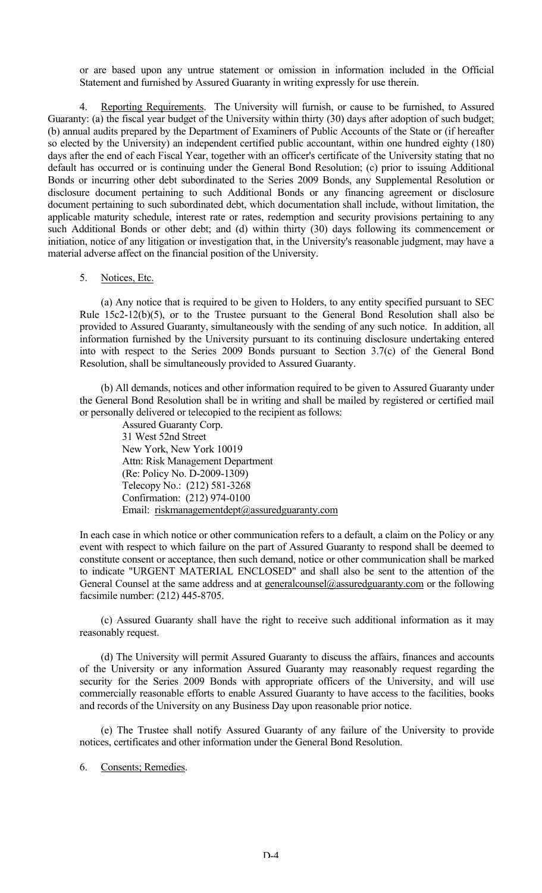or are based upon any untrue statement or omission in information included in the Official Statement and furnished by Assured Guaranty in writing expressly for use therein.

4. Reporting Requirements. The University will furnish, or cause to be furnished, to Assured Guaranty: (a) the fiscal year budget of the University within thirty (30) days after adoption of such budget; (b) annual audits prepared by the Department of Examiners of Public Accounts of the State or (if hereafter so elected by the University) an independent certified public accountant, within one hundred eighty (180) days after the end of each Fiscal Year, together with an officer's certificate of the University stating that no default has occurred or is continuing under the General Bond Resolution; (c) prior to issuing Additional Bonds or incurring other debt subordinated to the Series 2009 Bonds, any Supplemental Resolution or disclosure document pertaining to such Additional Bonds or any financing agreement or disclosure document pertaining to such subordinated debt, which documentation shall include, without limitation, the applicable maturity schedule, interest rate or rates, redemption and security provisions pertaining to any such Additional Bonds or other debt; and (d) within thirty (30) days following its commencement or initiation, notice of any litigation or investigation that, in the University's reasonable judgment, may have a material adverse affect on the financial position of the University.

5. Notices, Etc.

(a) Any notice that is required to be given to Holders, to any entity specified pursuant to SEC Rule 15c2-12(b)(5), or to the Trustee pursuant to the General Bond Resolution shall also be provided to Assured Guaranty, simultaneously with the sending of any such notice. In addition, all information furnished by the University pursuant to its continuing disclosure undertaking entered into with respect to the Series 2009 Bonds pursuant to Section 3.7(c) of the General Bond Resolution, shall be simultaneously provided to Assured Guaranty.

(b) All demands, notices and other information required to be given to Assured Guaranty under the General Bond Resolution shall be in writing and shall be mailed by registered or certified mail or personally delivered or telecopied to the recipient as follows:

Assured Guaranty Corp.
31 West 52nd Street
New York, New York 10019
Attn: Risk Management Department
(Re: Policy No. D-2009-1309)
Telecopy No.: (212) 581-3268
Confirmation: (212) 974-0100
Email: riskmanagementdept@assuredguaranty.com

In each case in which notice or other communication refers to a default, a claim on the Policy or any event with respect to which failure on the part of Assured Guaranty to respond shall be deemed to constitute consent or acceptance, then such demand, notice or other communication shall be marked to indicate "URGENT MATERIAL ENCLOSED" and shall also be sent to the attention of the General Counsel at the same address and at generalcounsel@assuredguaranty.com or the following facsimile number: (212) 445-8705.

(c) Assured Guaranty shall have the right to receive such additional information as it may reasonably request.

(d) The University will permit Assured Guaranty to discuss the affairs, finances and accounts of the University or any information Assured Guaranty may reasonably request regarding the security for the Series 2009 Bonds with appropriate officers of the University, and will use commercially reasonable efforts to enable Assured Guaranty to have access to the facilities, books and records of the University on any Business Day upon reasonable prior notice.

(e) The Trustee shall notify Assured Guaranty of any failure of the University to provide notices, certificates and other information under the General Bond Resolution.

6. Consents; Remedies.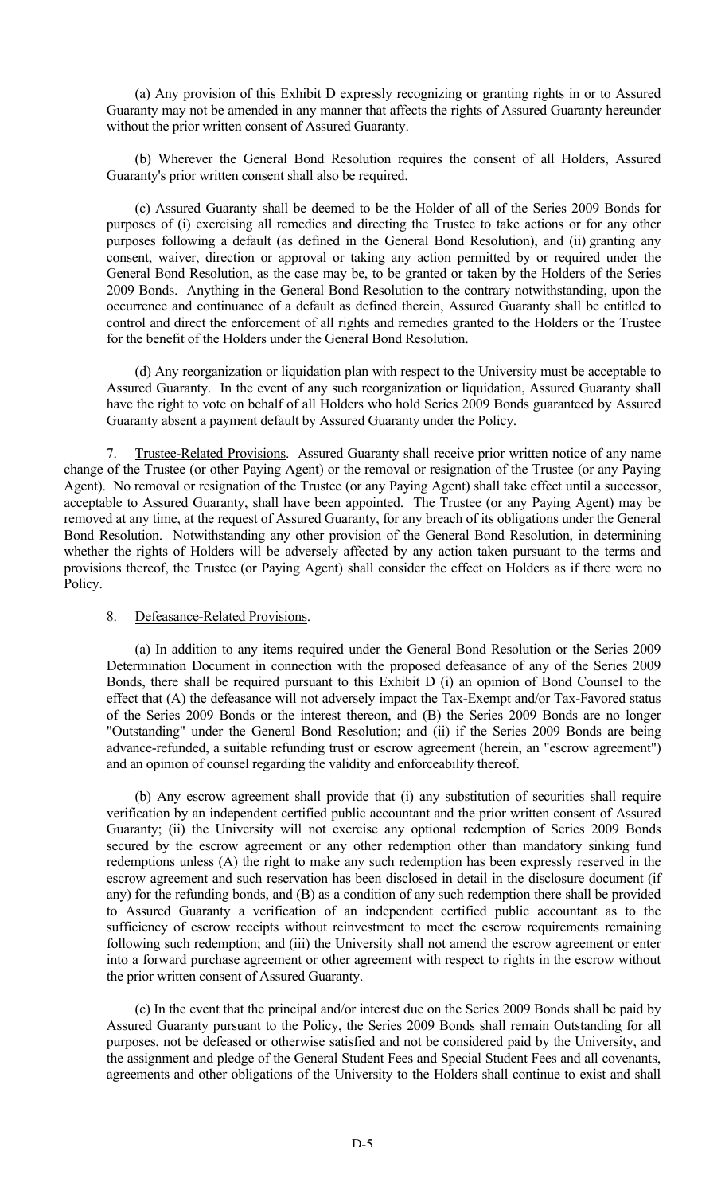(a) Any provision of this Exhibit D expressly recognizing or granting rights in or to Assured Guaranty may not be amended in any manner that affects the rights of Assured Guaranty hereunder without the prior written consent of Assured Guaranty.

(b) Wherever the General Bond Resolution requires the consent of all Holders, Assured Guaranty's prior written consent shall also be required.

(c) Assured Guaranty shall be deemed to be the Holder of all of the Series 2009 Bonds for purposes of (i) exercising all remedies and directing the Trustee to take actions or for any other purposes following a default (as defined in the General Bond Resolution), and (ii) granting any consent, waiver, direction or approval or taking any action permitted by or required under the General Bond Resolution, as the case may be, to be granted or taken by the Holders of the Series 2009 Bonds. Anything in the General Bond Resolution to the contrary notwithstanding, upon the occurrence and continuance of a default as defined therein, Assured Guaranty shall be entitled to control and direct the enforcement of all rights and remedies granted to the Holders or the Trustee for the benefit of the Holders under the General Bond Resolution.

(d) Any reorganization or liquidation plan with respect to the University must be acceptable to Assured Guaranty. In the event of any such reorganization or liquidation, Assured Guaranty shall have the right to vote on behalf of all Holders who hold Series 2009 Bonds guaranteed by Assured Guaranty absent a payment default by Assured Guaranty under the Policy.

7. Trustee-Related Provisions. Assured Guaranty shall receive prior written notice of any name change of the Trustee (or other Paying Agent) or the removal or resignation of the Trustee (or any Paying Agent). No removal or resignation of the Trustee (or any Paying Agent) shall take effect until a successor, acceptable to Assured Guaranty, shall have been appointed. The Trustee (or any Paying Agent) may be removed at any time, at the request of Assured Guaranty, for any breach of its obligations under the General Bond Resolution. Notwithstanding any other provision of the General Bond Resolution, in determining whether the rights of Holders will be adversely affected by any action taken pursuant to the terms and provisions thereof, the Trustee (or Paying Agent) shall consider the effect on Holders as if there were no Policy.

8. Defeasance-Related Provisions.

(a) In addition to any items required under the General Bond Resolution or the Series 2009 Determination Document in connection with the proposed defeasance of any of the Series 2009 Bonds, there shall be required pursuant to this Exhibit D (i) an opinion of Bond Counsel to the effect that (A) the defeasance will not adversely impact the Tax-Exempt and/or Tax-Favored status of the Series 2009 Bonds or the interest thereon, and (B) the Series 2009 Bonds are no longer "Outstanding" under the General Bond Resolution; and (ii) if the Series 2009 Bonds are being advance-refunded, a suitable refunding trust or escrow agreement (herein, an "escrow agreement") and an opinion of counsel regarding the validity and enforceability thereof.

(b) Any escrow agreement shall provide that (i) any substitution of securities shall require verification by an independent certified public accountant and the prior written consent of Assured Guaranty; (ii) the University will not exercise any optional redemption of Series 2009 Bonds secured by the escrow agreement or any other redemption other than mandatory sinking fund redemptions unless (A) the right to make any such redemption has been expressly reserved in the escrow agreement and such reservation has been disclosed in detail in the disclosure document (if any) for the refunding bonds, and (B) as a condition of any such redemption there shall be provided to Assured Guaranty a verification of an independent certified public accountant as to the sufficiency of escrow receipts without reinvestment to meet the escrow requirements remaining following such redemption; and (iii) the University shall not amend the escrow agreement or enter into a forward purchase agreement or other agreement with respect to rights in the escrow without the prior written consent of Assured Guaranty.

(c) In the event that the principal and/or interest due on the Series 2009 Bonds shall be paid by Assured Guaranty pursuant to the Policy, the Series 2009 Bonds shall remain Outstanding for all purposes, not be defeased or otherwise satisfied and not be considered paid by the University, and the assignment and pledge of the General Student Fees and Special Student Fees and all covenants, agreements and other obligations of the University to the Holders shall continue to exist and shall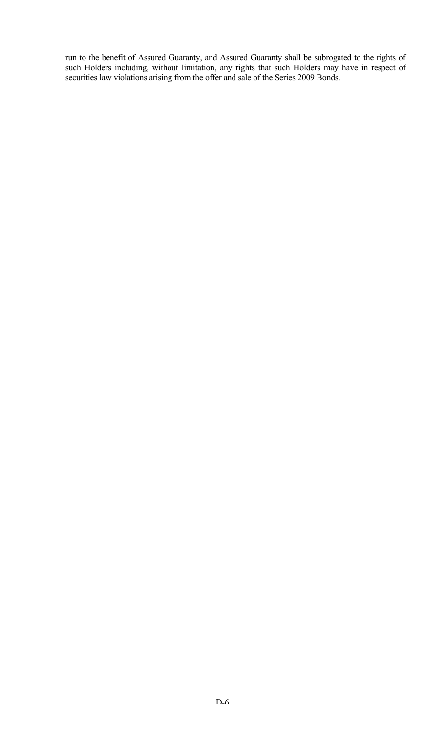run to the benefit of Assured Guaranty, and Assured Guaranty shall be subrogated to the rights of such Holders including, without limitation, any rights that such Holders may have in respect of securities law violations arising from the offer and sale of the Series 2009 Bonds.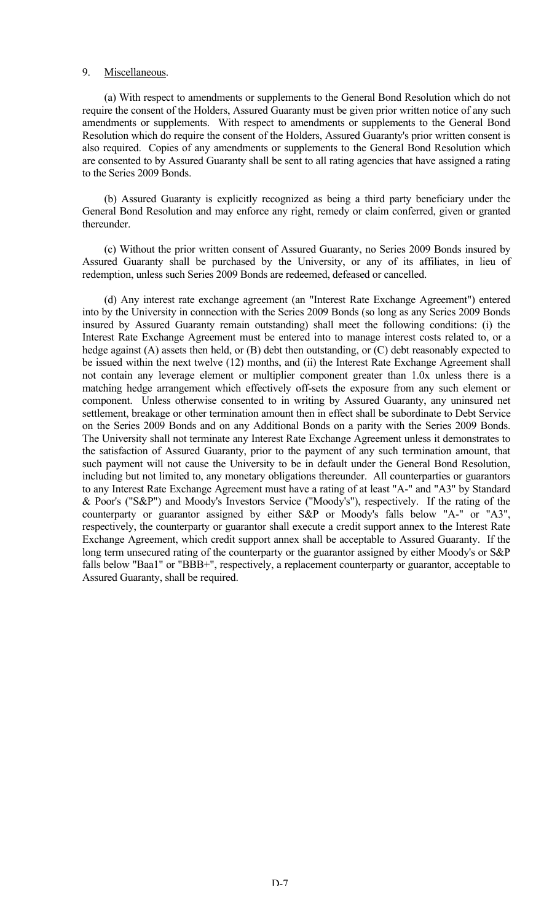9. Miscellaneous.

(a) With respect to amendments or supplements to the General Bond Resolution which do not require the consent of the Holders, Assured Guaranty must be given prior written notice of any such amendments or supplements. With respect to amendments or supplements to the General Bond Resolution which do require the consent of the Holders, Assured Guaranty's prior written consent is also required. Copies of any amendments or supplements to the General Bond Resolution which are consented to by Assured Guaranty shall be sent to all rating agencies that have assigned a rating to the Series 2009 Bonds.

(b) Assured Guaranty is explicitly recognized as being a third party beneficiary under the General Bond Resolution and may enforce any right, remedy or claim conferred, given or granted thereunder.

(c) Without the prior written consent of Assured Guaranty, no Series 2009 Bonds insured by Assured Guaranty shall be purchased by the University, or any of its affiliates, in lieu of redemption, unless such Series 2009 Bonds are redeemed, defeased or cancelled.

(d) Any interest rate exchange agreement (an "Interest Rate Exchange Agreement") entered into by the University in connection with the Series 2009 Bonds (so long as any Series 2009 Bonds insured by Assured Guaranty remain outstanding) shall meet the following conditions: (i) the Interest Rate Exchange Agreement must be entered into to manage interest costs related to, or a hedge against (A) assets then held, or (B) debt then outstanding, or (C) debt reasonably expected to be issued within the next twelve (12) months, and (ii) the Interest Rate Exchange Agreement shall not contain any leverage element or multiplier component greater than 1.0x unless there is a matching hedge arrangement which effectively off-sets the exposure from any such element or component. Unless otherwise consented to in writing by Assured Guaranty, any uninsured net settlement, breakage or other termination amount then in effect shall be subordinate to Debt Service on the Series 2009 Bonds and on any Additional Bonds on a parity with the Series 2009 Bonds. The University shall not terminate any Interest Rate Exchange Agreement unless it demonstrates to the satisfaction of Assured Guaranty, prior to the payment of any such termination amount, that such payment will not cause the University to be in default under the General Bond Resolution, including but not limited to, any monetary obligations thereunder. All counterparties or guarantors to any Interest Rate Exchange Agreement must have a rating of at least "A-" and "A3" by Standard & Poor's ("S&P") and Moody's Investors Service ("Moody's"), respectively. If the rating of the counterparty or guarantor assigned by either S&P or Moody's falls below "A-" or "A3", respectively, the counterparty or guarantor shall execute a credit support annex to the Interest Rate Exchange Agreement, which credit support annex shall be acceptable to Assured Guaranty. If the long term unsecured rating of the counterparty or the guarantor assigned by either Moody's or S&P falls below "Baa1" or "BBB+", respectively, a replacement counterparty or guarantor, acceptable to Assured Guaranty, shall be required.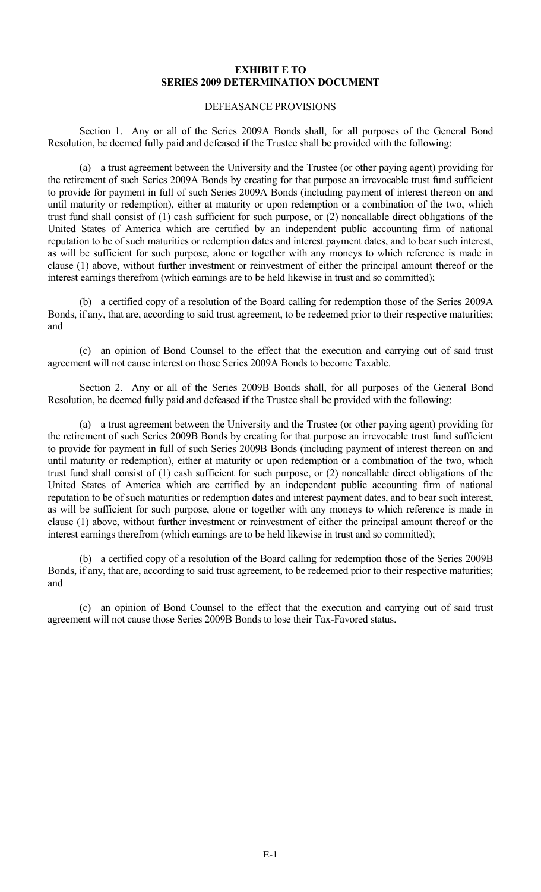**EXHIBIT E TO**
**SERIES 2009 DETERMINATION DOCUMENT**

DEFEASANCE PROVISIONS

Section 1. Any or all of the Series 2009A Bonds shall, for all purposes of the General Bond Resolution, be deemed fully paid and defeased if the Trustee shall be provided with the following:

(a) a trust agreement between the University and the Trustee (or other paying agent) providing for the retirement of such Series 2009A Bonds by creating for that purpose an irrevocable trust fund sufficient to provide for payment in full of such Series 2009A Bonds (including payment of interest thereon on and until maturity or redemption), either at maturity or upon redemption or a combination of the two, which trust fund shall consist of (1) cash sufficient for such purpose, or (2) noncallable direct obligations of the United States of America which are certified by an independent public accounting firm of national reputation to be of such maturities or redemption dates and interest payment dates, and to bear such interest, as will be sufficient for such purpose, alone or together with any moneys to which reference is made in clause (1) above, without further investment or reinvestment of either the principal amount thereof or the interest earnings therefrom (which earnings are to be held likewise in trust and so committed);

(b) a certified copy of a resolution of the Board calling for redemption those of the Series 2009A Bonds, if any, that are, according to said trust agreement, to be redeemed prior to their respective maturities; and

(c) an opinion of Bond Counsel to the effect that the execution and carrying out of said trust agreement will not cause interest on those Series 2009A Bonds to become Taxable.

Section 2. Any or all of the Series 2009B Bonds shall, for all purposes of the General Bond Resolution, be deemed fully paid and defeased if the Trustee shall be provided with the following:

(a) a trust agreement between the University and the Trustee (or other paying agent) providing for the retirement of such Series 2009B Bonds by creating for that purpose an irrevocable trust fund sufficient to provide for payment in full of such Series 2009B Bonds (including payment of interest thereon on and until maturity or redemption), either at maturity or upon redemption or a combination of the two, which trust fund shall consist of (1) cash sufficient for such purpose, or (2) noncallable direct obligations of the United States of America which are certified by an independent public accounting firm of national reputation to be of such maturities or redemption dates and interest payment dates, and to bear such interest, as will be sufficient for such purpose, alone or together with any moneys to which reference is made in clause (1) above, without further investment or reinvestment of either the principal amount thereof or the interest earnings therefrom (which earnings are to be held likewise in trust and so committed);

(b) a certified copy of a resolution of the Board calling for redemption those of the Series 2009B Bonds, if any, that are, according to said trust agreement, to be redeemed prior to their respective maturities; and

(c) an opinion of Bond Counsel to the effect that the execution and carrying out of said trust agreement will not cause those Series 2009B Bonds to lose their Tax-Favored status.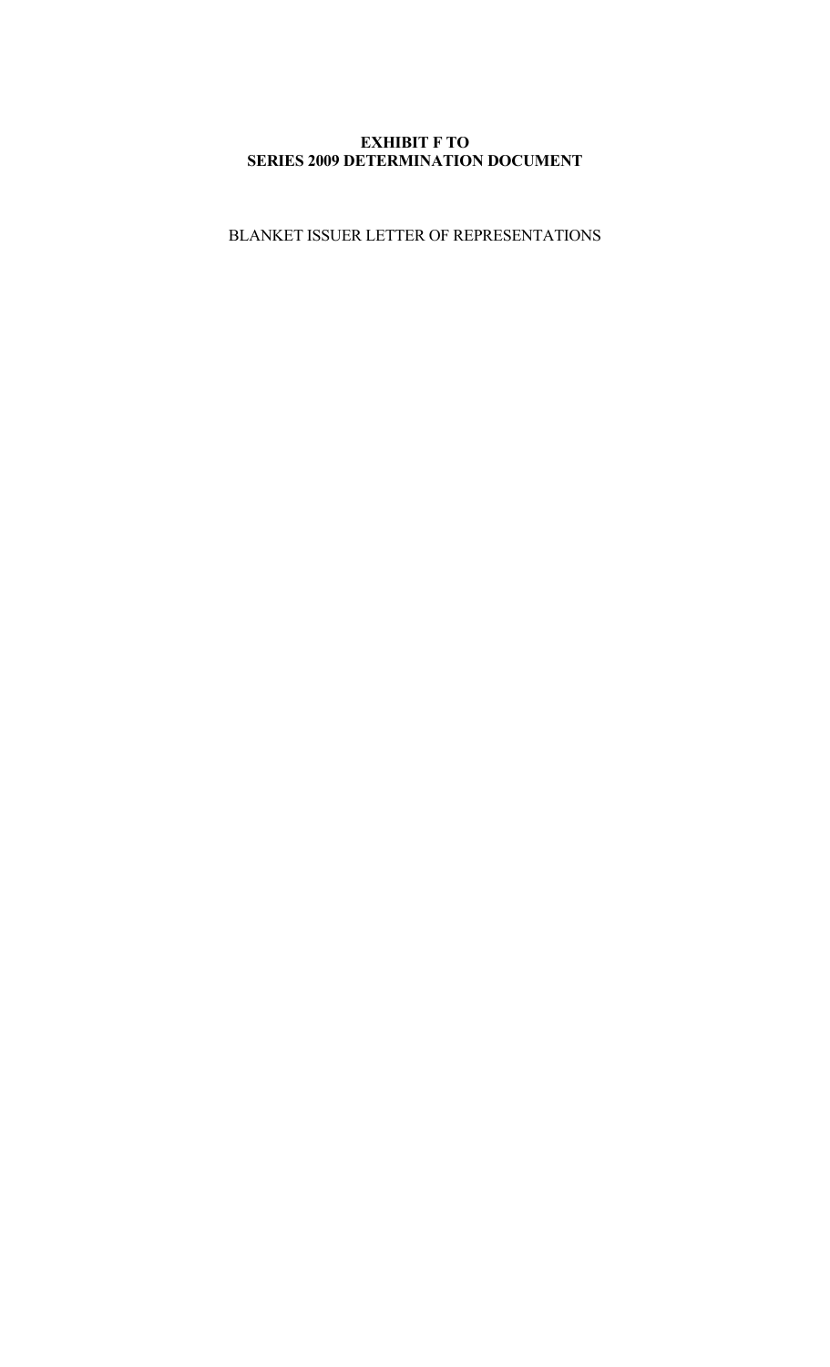**EXHIBIT F TO**
**SERIES 2009 DETERMINATION DOCUMENT**

BLANKET ISSUER LETTER OF REPRESENTATIONS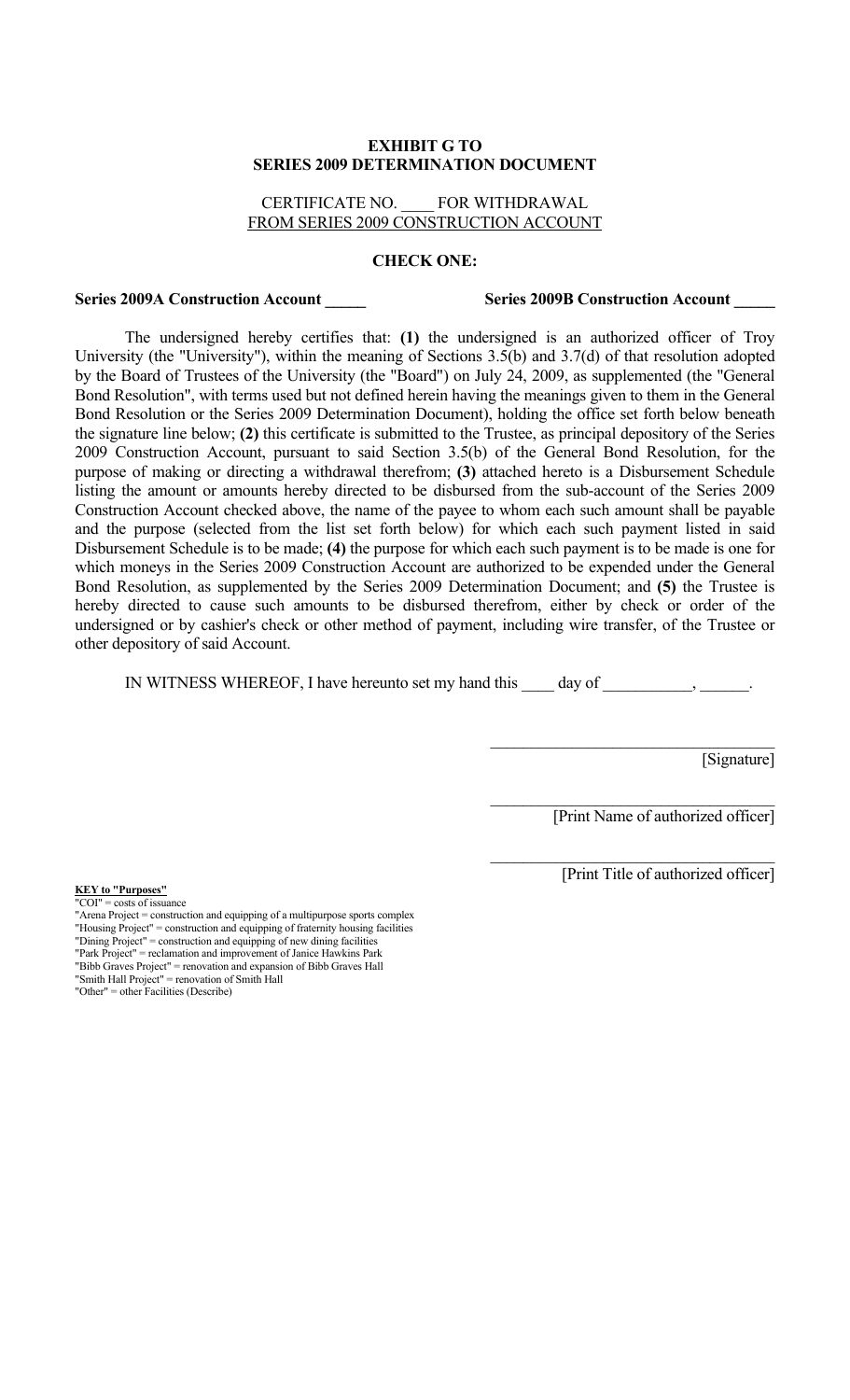**EXHIBIT G TO**
**SERIES 2009 DETERMINATION DOCUMENT**

CERTIFICATE NO. ____ FOR WITHDRAWAL
FROM SERIES 2009 CONSTRUCTION ACCOUNT

**CHECK ONE:**

**Series 2009A Construction Account _____** **Series 2009B Construction Account _____**

The undersigned hereby certifies that: **(1)** the undersigned is an authorized officer of Troy University (the "University"), within the meaning of Sections 3.5(b) and 3.7(d) of that resolution adopted by the Board of Trustees of the University (the "Board") on July 24, 2009, as supplemented (the "General Bond Resolution", with terms used but not defined herein having the meanings given to them in the General Bond Resolution or the Series 2009 Determination Document), holding the office set forth below beneath the signature line below; **(2)** this certificate is submitted to the Trustee, as principal depository of the Series 2009 Construction Account, pursuant to said Section 3.5(b) of the General Bond Resolution, for the purpose of making or directing a withdrawal therefrom; **(3)** attached hereto is a Disbursement Schedule listing the amount or amounts hereby directed to be disbursed from the sub-account of the Series 2009 Construction Account checked above, the name of the payee to whom each such amount shall be payable and the purpose (selected from the list set forth below) for which each such payment listed in said Disbursement Schedule is to be made; **(4)** the purpose for which each such payment is to be made is one for which moneys in the Series 2009 Construction Account are authorized to be expended under the General Bond Resolution, as supplemented by the Series 2009 Determination Document; and **(5)** the Trustee is hereby directed to cause such amounts to be disbursed therefrom, either by check or order of the undersigned or by cashier's check or other method of payment, including wire transfer, of the Trustee or other depository of said Account.

IN WITNESS WHEREOF, I have hereunto set my hand this ____ day of ___________, ______.

_____________________________________
[Signature]

_____________________________________
[Print Name of authorized officer]

_____________________________________
[Print Title of authorized officer]

**KEY to "Purposes"**

"COI" = costs of issuance
"Arena Project = construction and equipping of a multipurpose sports complex
"Housing Project" = construction and equipping of fraternity housing facilities
"Dining Project" = construction and equipping of new dining facilities
"Park Project" = reclamation and improvement of Janice Hawkins Park
"Bibb Graves Project" = renovation and expansion of Bibb Graves Hall
"Smith Hall Project" = renovation of Smith Hall
"Other" = other Facilities (Describe)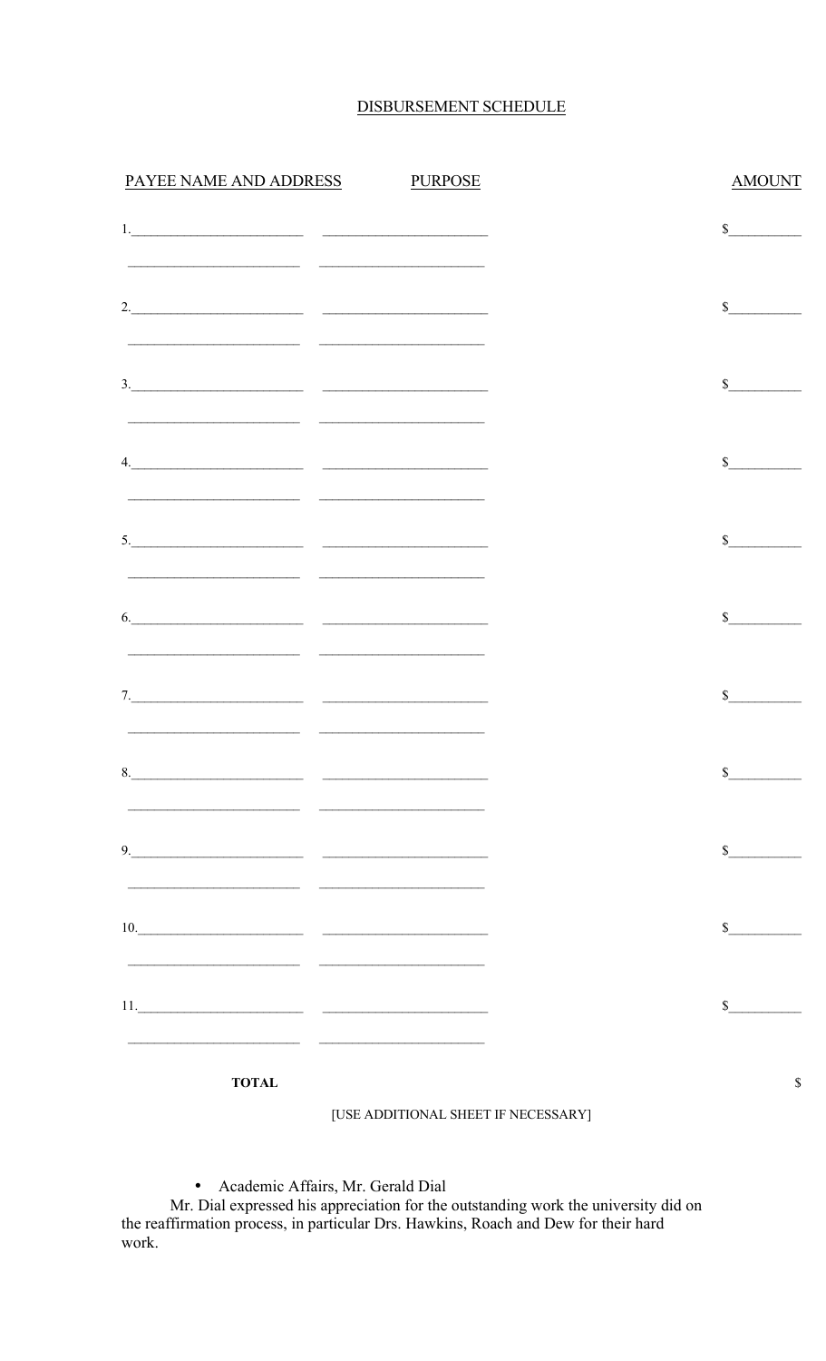## DISBURSEMENT SCHEDULE

| PAYEE NAME AND ADDRESS | PURPOSE | AMOUNT |
|---|---|---|
| 1.________________________ | ________________________ | $__________ |
| ________________________ | ________________________ | |
| 2.________________________ | ________________________ | $__________ |
| ________________________ | ________________________ | |
| 3.________________________ | ________________________ | $__________ |
| ________________________ | ________________________ | |
| 4.________________________ | ________________________ | $__________ |
| ________________________ | ________________________ | |
| 5.________________________ | ________________________ | $__________ |
| ________________________ | ________________________ | |
| 6.________________________ | ________________________ | $__________ |
| ________________________ | ________________________ | |
| 7.________________________ | ________________________ | $__________ |
| ________________________ | ________________________ | |
| 8.________________________ | ________________________ | $__________ |
| ________________________ | ________________________ | |
| 9.________________________ | ________________________ | $__________ |
| ________________________ | ________________________ | |
| 10.________________________ | ________________________ | $__________ |
| ________________________ | ________________________ | |
| 11.________________________ | ________________________ | $__________ |
| ________________________ | ________________________ | |
| **TOTAL** | | $ |

[USE ADDITIONAL SHEET IF NECESSARY]

- Academic Affairs, Mr. Gerald Dial

Mr. Dial expressed his appreciation for the outstanding work the university did on the reaffirmation process, in particular Drs. Hawkins, Roach and Dew for their hard work.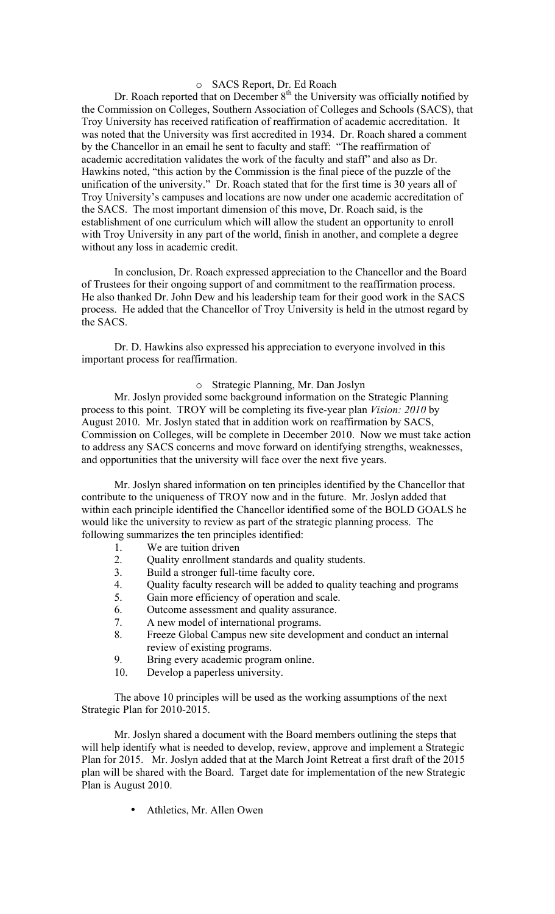- SACS Report, Dr. Ed Roach

Dr. Roach reported that on December 8th the University was officially notified by the Commission on Colleges, Southern Association of Colleges and Schools (SACS), that Troy University has received ratification of reaffirmation of academic accreditation. It was noted that the University was first accredited in 1934. Dr. Roach shared a comment by the Chancellor in an email he sent to faculty and staff: "The reaffirmation of academic accreditation validates the work of the faculty and staff" and also as Dr. Hawkins noted, "this action by the Commission is the final piece of the puzzle of the unification of the university." Dr. Roach stated that for the first time is 30 years all of Troy University's campuses and locations are now under one academic accreditation of the SACS. The most important dimension of this move, Dr. Roach said, is the establishment of one curriculum which will allow the student an opportunity to enroll with Troy University in any part of the world, finish in another, and complete a degree without any loss in academic credit.

In conclusion, Dr. Roach expressed appreciation to the Chancellor and the Board of Trustees for their ongoing support of and commitment to the reaffirmation process. He also thanked Dr. John Dew and his leadership team for their good work in the SACS process. He added that the Chancellor of Troy University is held in the utmost regard by the SACS.

Dr. D. Hawkins also expressed his appreciation to everyone involved in this important process for reaffirmation.

- Strategic Planning, Mr. Dan Joslyn

Mr. Joslyn provided some background information on the Strategic Planning process to this point. TROY will be completing its five-year plan *Vision: 2010* by August 2010. Mr. Joslyn stated that in addition work on reaffirmation by SACS, Commission on Colleges, will be complete in December 2010. Now we must take action to address any SACS concerns and move forward on identifying strengths, weaknesses, and opportunities that the university will face over the next five years.

Mr. Joslyn shared information on ten principles identified by the Chancellor that contribute to the uniqueness of TROY now and in the future. Mr. Joslyn added that within each principle identified the Chancellor identified some of the BOLD GOALS he would like the university to review as part of the strategic planning process. The following summarizes the ten principles identified:

1. We are tuition driven
2. Quality enrollment standards and quality students.
3. Build a stronger full-time faculty core.
4. Quality faculty research will be added to quality teaching and programs
5. Gain more efficiency of operation and scale.
6. Outcome assessment and quality assurance.
7. A new model of international programs.
8. Freeze Global Campus new site development and conduct an internal review of existing programs.
9. Bring every academic program online.
10. Develop a paperless university.

The above 10 principles will be used as the working assumptions of the next Strategic Plan for 2010-2015.

Mr. Joslyn shared a document with the Board members outlining the steps that will help identify what is needed to develop, review, approve and implement a Strategic Plan for 2015. Mr. Joslyn added that at the March Joint Retreat a first draft of the 2015 plan will be shared with the Board. Target date for implementation of the new Strategic Plan is August 2010.

- Athletics, Mr. Allen Owen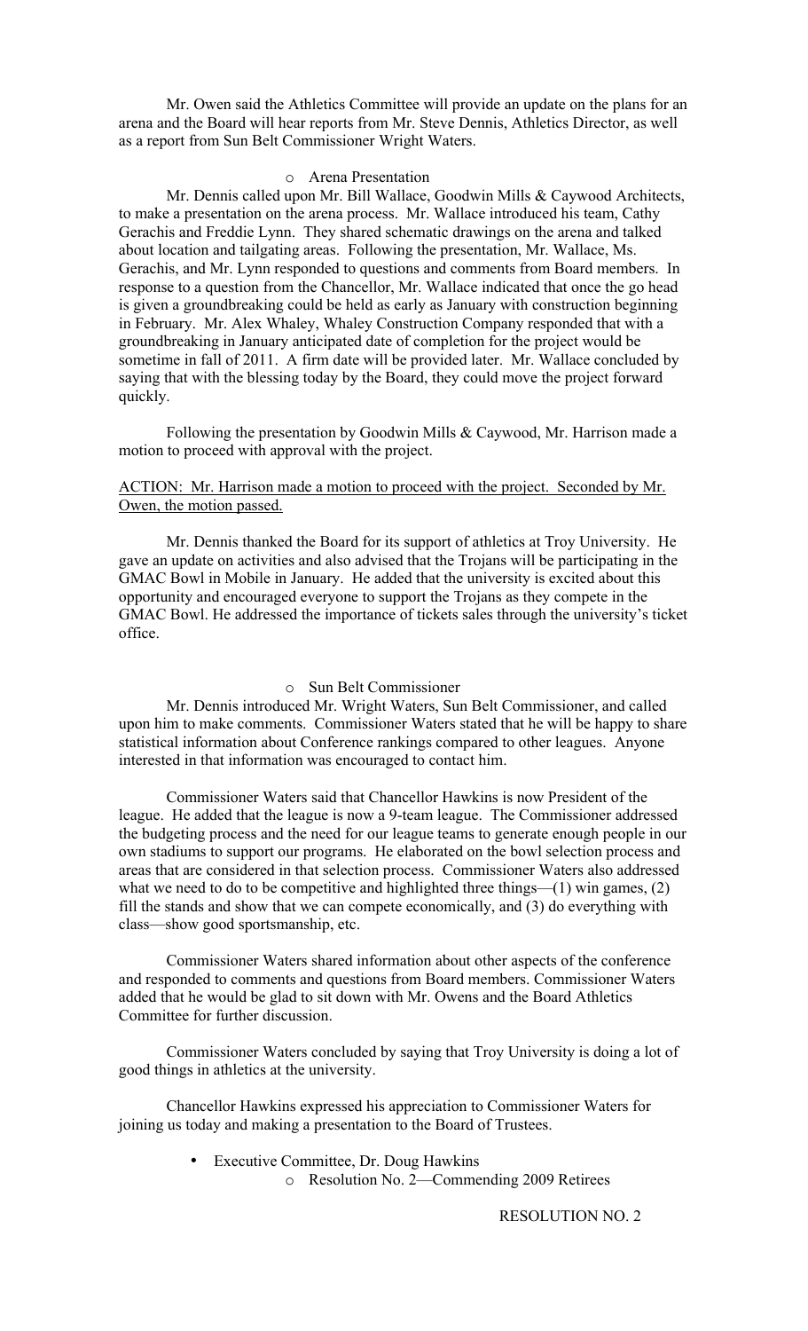Mr. Owen said the Athletics Committee will provide an update on the plans for an arena and the Board will hear reports from Mr. Steve Dennis, Athletics Director, as well as a report from Sun Belt Commissioner Wright Waters.

- Arena Presentation

Mr. Dennis called upon Mr. Bill Wallace, Goodwin Mills & Caywood Architects, to make a presentation on the arena process. Mr. Wallace introduced his team, Cathy Gerachis and Freddie Lynn. They shared schematic drawings on the arena and talked about location and tailgating areas. Following the presentation, Mr. Wallace, Ms. Gerachis, and Mr. Lynn responded to questions and comments from Board members. In response to a question from the Chancellor, Mr. Wallace indicated that once the go head is given a groundbreaking could be held as early as January with construction beginning in February. Mr. Alex Whaley, Whaley Construction Company responded that with a groundbreaking in January anticipated date of completion for the project would be sometime in fall of 2011. A firm date will be provided later. Mr. Wallace concluded by saying that with the blessing today by the Board, they could move the project forward quickly.

Following the presentation by Goodwin Mills & Caywood, Mr. Harrison made a motion to proceed with approval with the project.

<u>ACTION: Mr. Harrison made a motion to proceed with the project. Seconded by Mr. Owen, the motion passed.</u>

Mr. Dennis thanked the Board for its support of athletics at Troy University. He gave an update on activities and also advised that the Trojans will be participating in the GMAC Bowl in Mobile in January. He added that the university is excited about this opportunity and encouraged everyone to support the Trojans as they compete in the GMAC Bowl. He addressed the importance of tickets sales through the university's ticket office.

- Sun Belt Commissioner

Mr. Dennis introduced Mr. Wright Waters, Sun Belt Commissioner, and called upon him to make comments. Commissioner Waters stated that he will be happy to share statistical information about Conference rankings compared to other leagues. Anyone interested in that information was encouraged to contact him.

Commissioner Waters said that Chancellor Hawkins is now President of the league. He added that the league is now a 9-team league. The Commissioner addressed the budgeting process and the need for our league teams to generate enough people in our own stadiums to support our programs. He elaborated on the bowl selection process and areas that are considered in that selection process. Commissioner Waters also addressed what we need to do to be competitive and highlighted three things—(1) win games, (2) fill the stands and show that we can compete economically, and (3) do everything with class—show good sportsmanship, etc.

Commissioner Waters shared information about other aspects of the conference and responded to comments and questions from Board members. Commissioner Waters added that he would be glad to sit down with Mr. Owens and the Board Athletics Committee for further discussion.

Commissioner Waters concluded by saying that Troy University is doing a lot of good things in athletics at the university.

Chancellor Hawkins expressed his appreciation to Commissioner Waters for joining us today and making a presentation to the Board of Trustees.

- Executive Committee, Dr. Doug Hawkins
  - Resolution No. 2—Commending 2009 Retirees

RESOLUTION NO. 2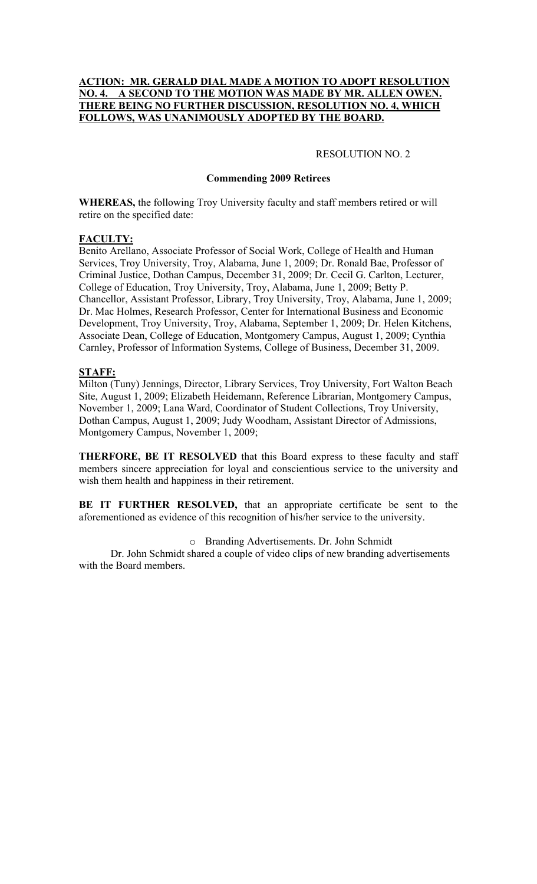**ACTION: MR. GERALD DIAL MADE A MOTION TO ADOPT RESOLUTION NO. 4. A SECOND TO THE MOTION WAS MADE BY MR. ALLEN OWEN. THERE BEING NO FURTHER DISCUSSION, RESOLUTION NO. 4, WHICH FOLLOWS, WAS UNANIMOUSLY ADOPTED BY THE BOARD.**

RESOLUTION NO. 2

**Commending 2009 Retirees**

**WHEREAS,** the following Troy University faculty and staff members retired or will retire on the specified date:

**FACULTY:**

Benito Arellano, Associate Professor of Social Work, College of Health and Human Services, Troy University, Troy, Alabama, June 1, 2009; Dr. Ronald Bae, Professor of Criminal Justice, Dothan Campus, December 31, 2009; Dr. Cecil G. Carlton, Lecturer, College of Education, Troy University, Troy, Alabama, June 1, 2009; Betty P. Chancellor, Assistant Professor, Library, Troy University, Troy, Alabama, June 1, 2009; Dr. Mac Holmes, Research Professor, Center for International Business and Economic Development, Troy University, Troy, Alabama, September 1, 2009; Dr. Helen Kitchens, Associate Dean, College of Education, Montgomery Campus, August 1, 2009; Cynthia Carnley, Professor of Information Systems, College of Business, December 31, 2009.

**STAFF:**

Milton (Tuny) Jennings, Director, Library Services, Troy University, Fort Walton Beach Site, August 1, 2009; Elizabeth Heidemann, Reference Librarian, Montgomery Campus, November 1, 2009; Lana Ward, Coordinator of Student Collections, Troy University, Dothan Campus, August 1, 2009; Judy Woodham, Assistant Director of Admissions, Montgomery Campus, November 1, 2009;

**THERFORE, BE IT RESOLVED** that this Board express to these faculty and staff members sincere appreciation for loyal and conscientious service to the university and wish them health and happiness in their retirement.

**BE IT FURTHER RESOLVED,** that an appropriate certificate be sent to the aforementioned as evidence of this recognition of his/her service to the university.

- Branding Advertisements. Dr. John Schmidt

Dr. John Schmidt shared a couple of video clips of new branding advertisements with the Board members.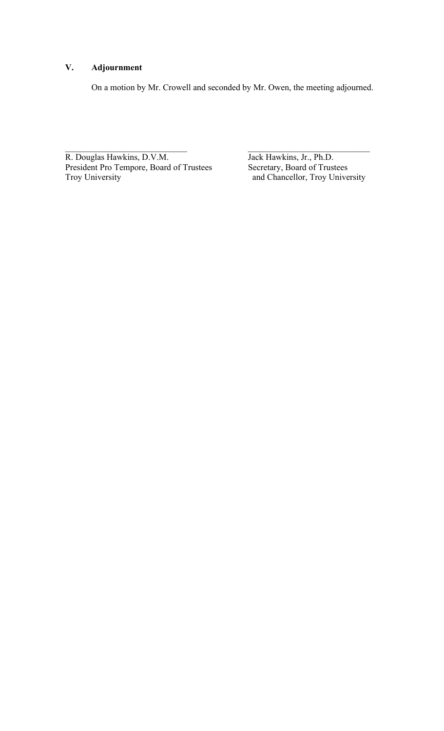## V. Adjournment

On a motion by Mr. Crowell and seconded by Mr. Owen, the meeting adjourned.

\_\_\_\_\_\_\_\_\_\_\_\_\_\_\_\_\_\_\_\_\_\_\_\_\_\_\_\_\_\_
R. Douglas Hawkins, D.V.M.
President Pro Tempore, Board of Trustees
Troy University

\_\_\_\_\_\_\_\_\_\_\_\_\_\_\_\_\_\_\_\_\_\_\_\_\_\_\_\_\_\_
Jack Hawkins, Jr., Ph.D.
Secretary, Board of Trustees
and Chancellor, Troy University